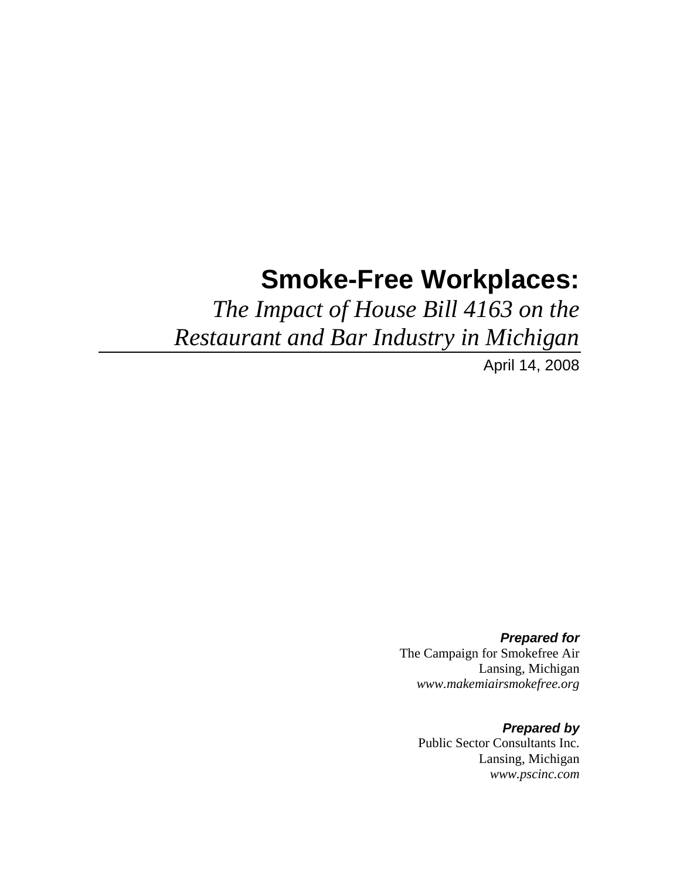# Smoke-Free Workplaces:

*The Impact of House Bill 4163 on the Restaurant and Bar Industry in Michigan*

April 14, 2008

***Prepared for***

The Campaign for Smokefree Air
Lansing, Michigan
*www.makemiairsmokefree.org*

***Prepared by***

Public Sector Consultants Inc.
Lansing, Michigan
*www.pscinc.com*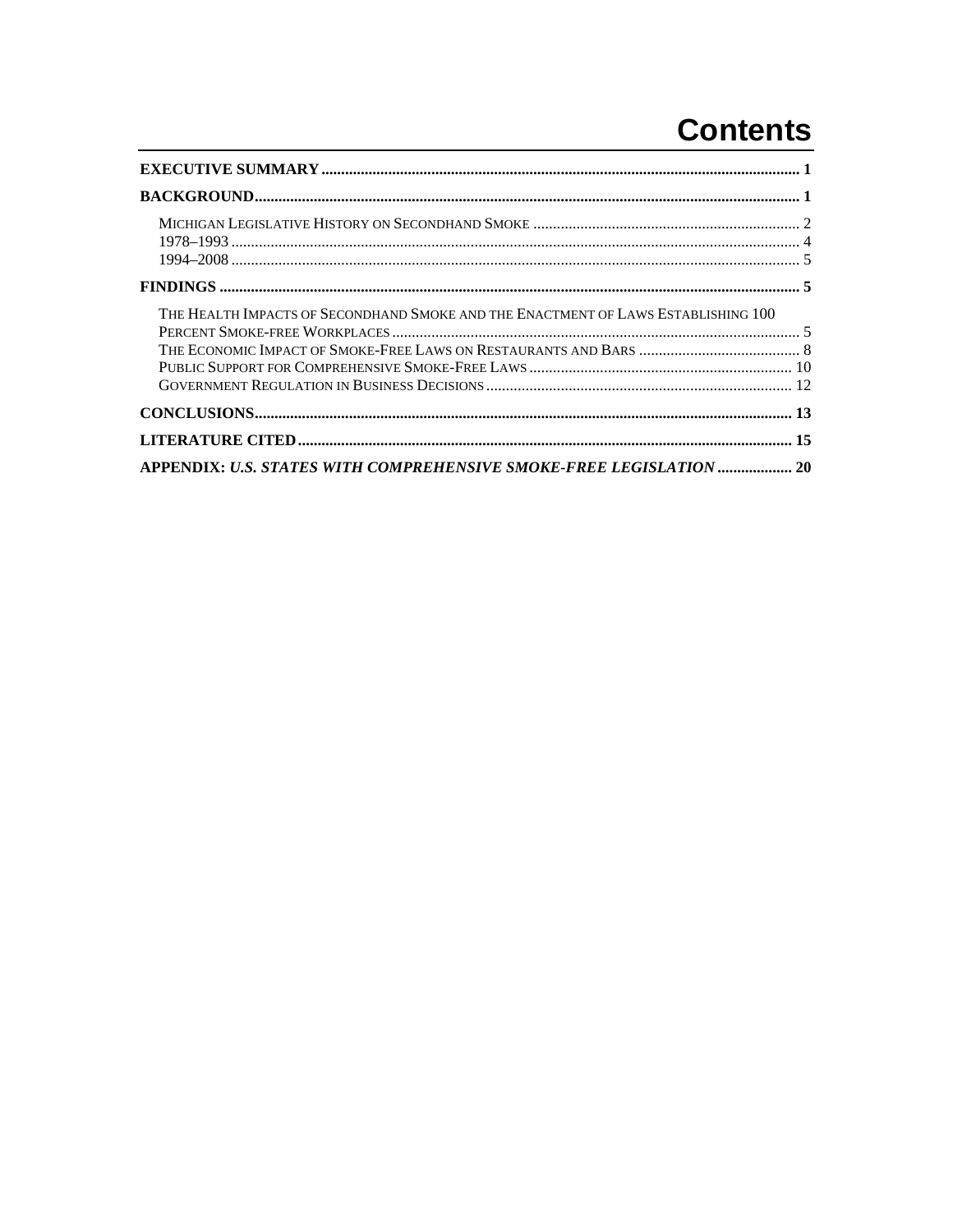# Contents

**EXECUTIVE SUMMARY** ........................................................................................................................ **1**

**BACKGROUND** .................................................................................................................................. **1**

MICHIGAN LEGISLATIVE HISTORY ON SECONDHAND SMOKE ................................................................ 2
1978–1993 ........................................................................................................................................... 4
1994–2008 ........................................................................................................................................... 5

**FINDINGS** .......................................................................................................................................... **5**

THE HEALTH IMPACTS OF SECONDHAND SMOKE AND THE ENACTMENT OF LAWS ESTABLISHING 100 PERCENT SMOKE-FREE WORKPLACES .................................................................................................. 5
THE ECONOMIC IMPACT OF SMOKE-FREE LAWS ON RESTAURANTS AND BARS ..................................... 8
PUBLIC SUPPORT FOR COMPREHENSIVE SMOKE-FREE LAWS ................................................................ 10
GOVERNMENT REGULATION IN BUSINESS DECISIONS ............................................................................ 12

**CONCLUSIONS** ................................................................................................................................. **13**

**LITERATURE CITED** ......................................................................................................................... **15**

**APPENDIX: *U.S. STATES WITH COMPREHENSIVE SMOKE-FREE LEGISLATION*** ................... **20**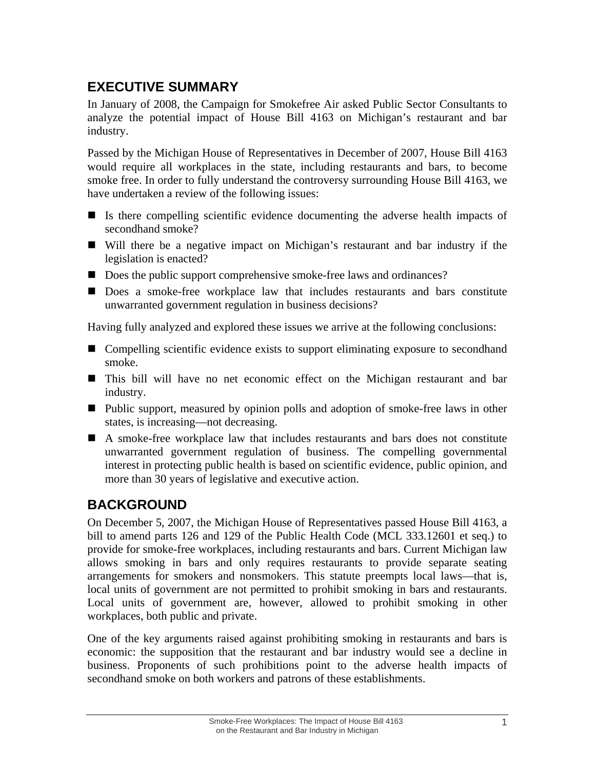## EXECUTIVE SUMMARY

In January of 2008, the Campaign for Smokefree Air asked Public Sector Consultants to analyze the potential impact of House Bill 4163 on Michigan's restaurant and bar industry.

Passed by the Michigan House of Representatives in December of 2007, House Bill 4163 would require all workplaces in the state, including restaurants and bars, to become smoke free. In order to fully understand the controversy surrounding House Bill 4163, we have undertaken a review of the following issues:

- Is there compelling scientific evidence documenting the adverse health impacts of secondhand smoke?
- Will there be a negative impact on Michigan's restaurant and bar industry if the legislation is enacted?
- Does the public support comprehensive smoke-free laws and ordinances?
- Does a smoke-free workplace law that includes restaurants and bars constitute unwarranted government regulation in business decisions?

Having fully analyzed and explored these issues we arrive at the following conclusions:

- Compelling scientific evidence exists to support eliminating exposure to secondhand smoke.
- This bill will have no net economic effect on the Michigan restaurant and bar industry.
- Public support, measured by opinion polls and adoption of smoke-free laws in other states, is increasing—not decreasing.
- A smoke-free workplace law that includes restaurants and bars does not constitute unwarranted government regulation of business. The compelling governmental interest in protecting public health is based on scientific evidence, public opinion, and more than 30 years of legislative and executive action.

## BACKGROUND

On December 5, 2007, the Michigan House of Representatives passed House Bill 4163, a bill to amend parts 126 and 129 of the Public Health Code (MCL 333.12601 et seq.) to provide for smoke-free workplaces, including restaurants and bars. Current Michigan law allows smoking in bars and only requires restaurants to provide separate seating arrangements for smokers and nonsmokers. This statute preempts local laws—that is, local units of government are not permitted to prohibit smoking in bars and restaurants. Local units of government are, however, allowed to prohibit smoking in other workplaces, both public and private.

One of the key arguments raised against prohibiting smoking in restaurants and bars is economic: the supposition that the restaurant and bar industry would see a decline in business. Proponents of such prohibitions point to the adverse health impacts of secondhand smoke on both workers and patrons of these establishments.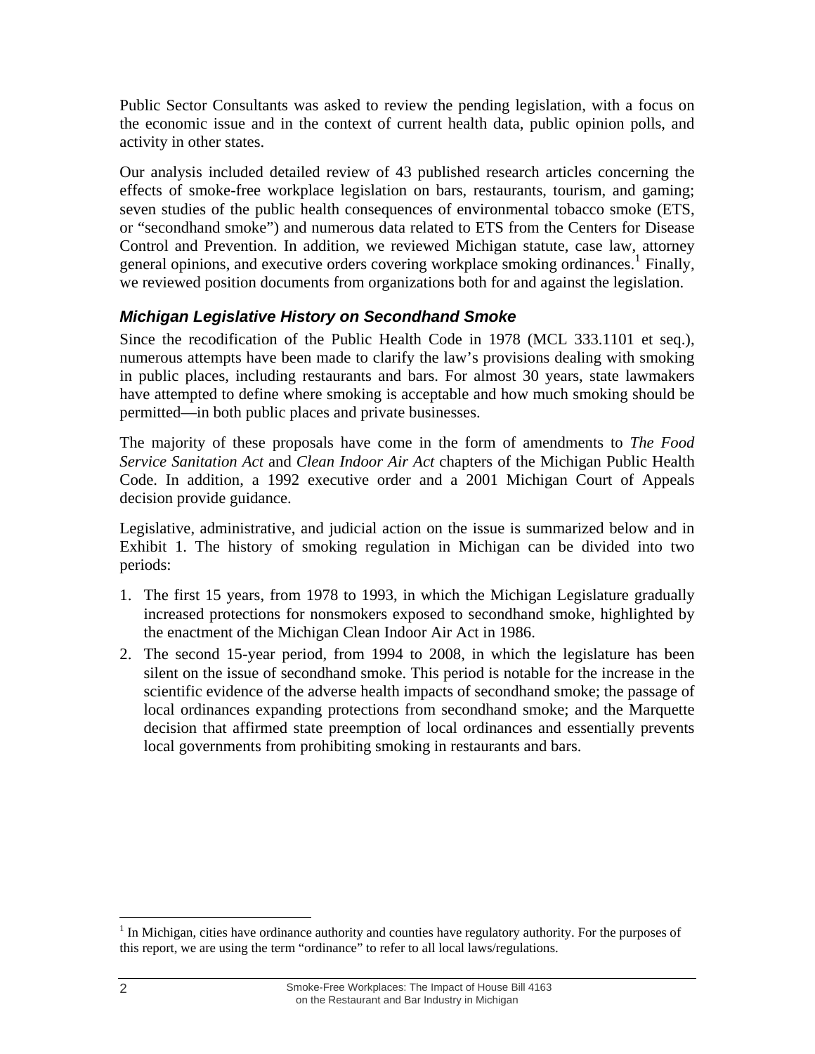Public Sector Consultants was asked to review the pending legislation, with a focus on the economic issue and in the context of current health data, public opinion polls, and activity in other states.

Our analysis included detailed review of 43 published research articles concerning the effects of smoke-free workplace legislation on bars, restaurants, tourism, and gaming; seven studies of the public health consequences of environmental tobacco smoke (ETS, or "secondhand smoke") and numerous data related to ETS from the Centers for Disease Control and Prevention. In addition, we reviewed Michigan statute, case law, attorney general opinions, and executive orders covering workplace smoking ordinances.[1] Finally, we reviewed position documents from organizations both for and against the legislation.

### *Michigan Legislative History on Secondhand Smoke*

Since the recodification of the Public Health Code in 1978 (MCL 333.1101 et seq.), numerous attempts have been made to clarify the law's provisions dealing with smoking in public places, including restaurants and bars. For almost 30 years, state lawmakers have attempted to define where smoking is acceptable and how much smoking should be permitted—in both public places and private businesses.

The majority of these proposals have come in the form of amendments to *The Food Service Sanitation Act* and *Clean Indoor Air Act* chapters of the Michigan Public Health Code. In addition, a 1992 executive order and a 2001 Michigan Court of Appeals decision provide guidance.

Legislative, administrative, and judicial action on the issue is summarized below and in Exhibit 1. The history of smoking regulation in Michigan can be divided into two periods:

1. The first 15 years, from 1978 to 1993, in which the Michigan Legislature gradually increased protections for nonsmokers exposed to secondhand smoke, highlighted by the enactment of the Michigan Clean Indoor Air Act in 1986.
2. The second 15-year period, from 1994 to 2008, in which the legislature has been silent on the issue of secondhand smoke. This period is notable for the increase in the scientific evidence of the adverse health impacts of secondhand smoke; the passage of local ordinances expanding protections from secondhand smoke; and the Marquette decision that affirmed state preemption of local ordinances and essentially prevents local governments from prohibiting smoking in restaurants and bars.

[1] In Michigan, cities have ordinance authority and counties have regulatory authority. For the purposes of this report, we are using the term "ordinance" to refer to all local laws/regulations.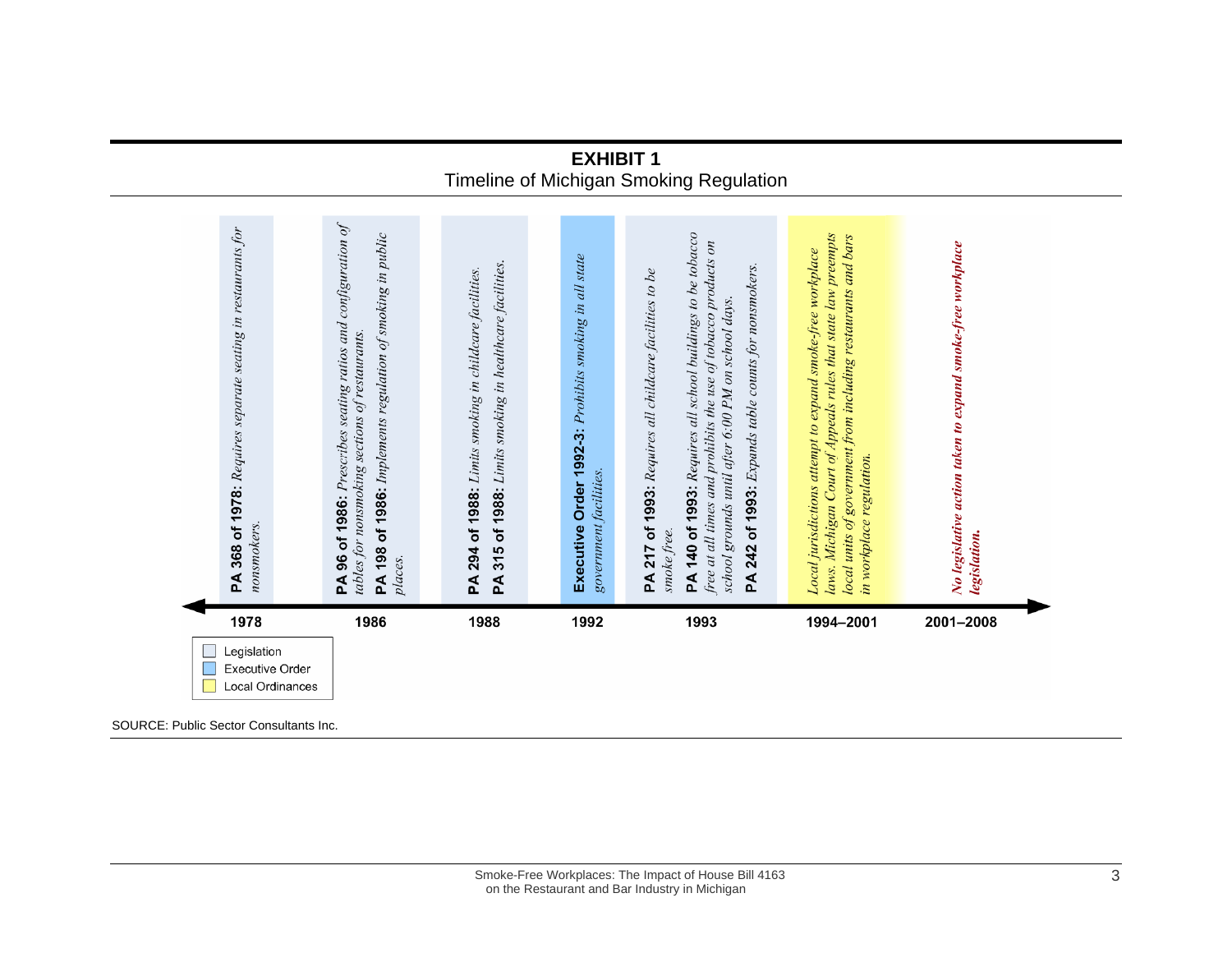# EXHIBIT 1

Timeline of Michigan Smoking Regulation

| Year | Type | Action |
|---|---|---|
| 1978 | Legislation | **PA 368 of 1978:** *Requires separate seating in restaurants for nonsmokers.* |
| 1986 | Legislation | **PA 96 of 1986:** *Prescribes seating ratios and configuration of tables for nonsmoking sections of restaurants.*<br>**PA 198 of 1986:** *Implements regulation of smoking in public places.* |
| 1988 | Legislation | **PA 294 of 1988:** *Limits smoking in childcare facilities.*<br>**PA 315 of 1988:** *Limits smoking in healthcare facilities.* |
| 1992 | Executive Order | **Executive Order 1992-3:** *Prohibits smoking in all state government facilities.* |
| 1993 | Legislation | **PA 217 of 1993:** *Requires all childcare facilities to be smoke free.*<br>**PA 140 of 1993:** *Requires all school buildings to be tobacco free at all times and prohibits the use of tobacco products on school grounds until after 6:00 PM on school days.*<br>**PA 242 of 1993:** *Expands table counts for nonsmokers.* |
| 1994–2001 | Local Ordinances | *Local jurisdictions attempt to expand smoke-free workplace laws. Michigan Court of Appeals rules that state law preempts local units of government from including restaurants and bars in workplace regulation.* |
| 2001–2008 | | ***No legislative action taken to expand smoke-free workplace legislation.*** |

Legend: Legislation; Executive Order; Local Ordinances

SOURCE: Public Sector Consultants Inc.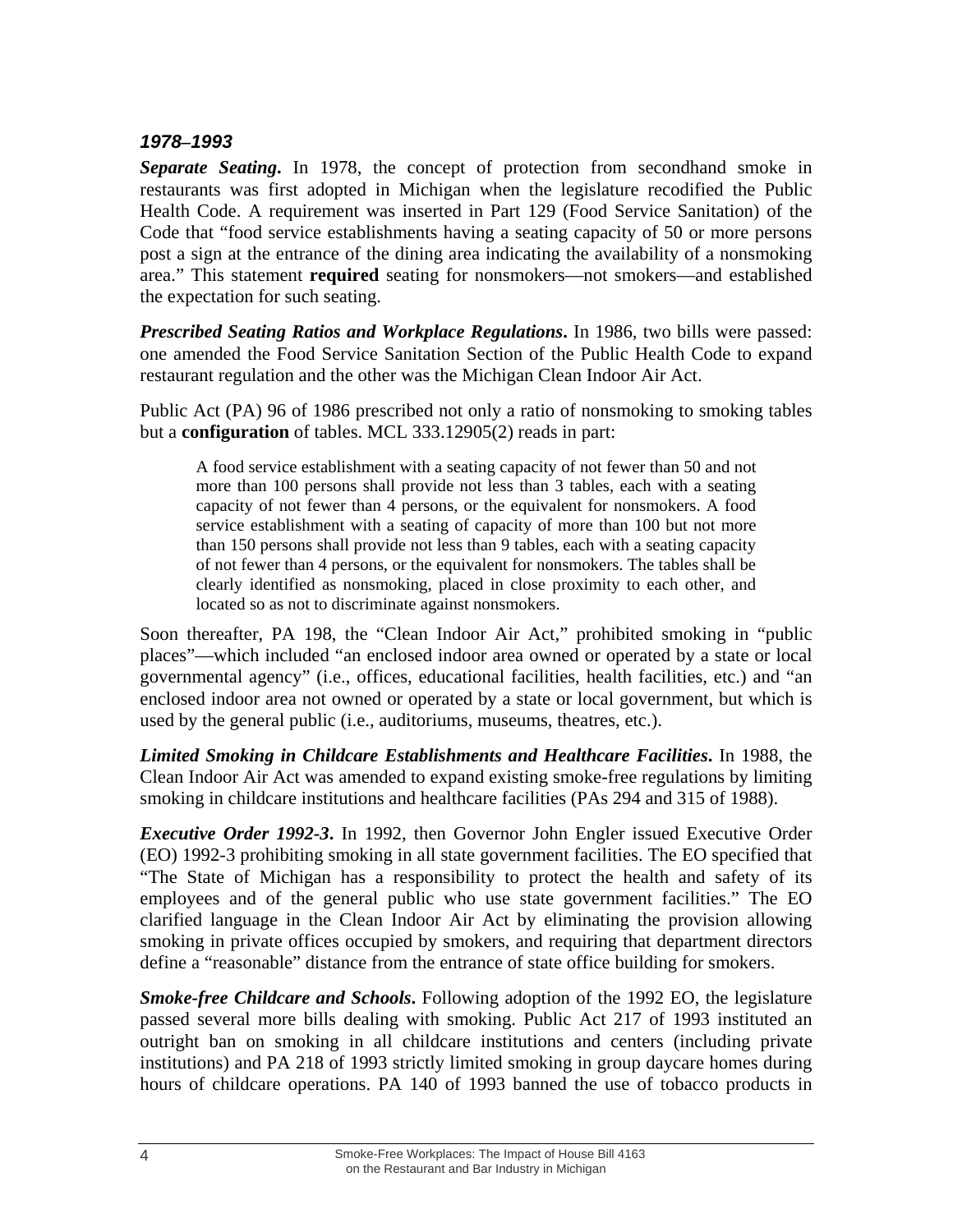### *1978–1993*

***Separate Seating*.** In 1978, the concept of protection from secondhand smoke in restaurants was first adopted in Michigan when the legislature recodified the Public Health Code. A requirement was inserted in Part 129 (Food Service Sanitation) of the Code that "food service establishments having a seating capacity of 50 or more persons post a sign at the entrance of the dining area indicating the availability of a nonsmoking area." This statement **required** seating for nonsmokers—not smokers—and established the expectation for such seating.

***Prescribed Seating Ratios and Workplace Regulations*.** In 1986, two bills were passed: one amended the Food Service Sanitation Section of the Public Health Code to expand restaurant regulation and the other was the Michigan Clean Indoor Air Act.

Public Act (PA) 96 of 1986 prescribed not only a ratio of nonsmoking to smoking tables but a **configuration** of tables. MCL 333.12905(2) reads in part:

> A food service establishment with a seating capacity of not fewer than 50 and not more than 100 persons shall provide not less than 3 tables, each with a seating capacity of not fewer than 4 persons, or the equivalent for nonsmokers. A food service establishment with a seating of capacity of more than 100 but not more than 150 persons shall provide not less than 9 tables, each with a seating capacity of not fewer than 4 persons, or the equivalent for nonsmokers. The tables shall be clearly identified as nonsmoking, placed in close proximity to each other, and located so as not to discriminate against nonsmokers.

Soon thereafter, PA 198, the "Clean Indoor Air Act," prohibited smoking in "public places"—which included "an enclosed indoor area owned or operated by a state or local governmental agency" (i.e., offices, educational facilities, health facilities, etc.) and "an enclosed indoor area not owned or operated by a state or local government, but which is used by the general public (i.e., auditoriums, museums, theatres, etc.).

***Limited Smoking in Childcare Establishments and Healthcare Facilities*.** In 1988, the Clean Indoor Air Act was amended to expand existing smoke-free regulations by limiting smoking in childcare institutions and healthcare facilities (PAs 294 and 315 of 1988).

***Executive Order 1992-3*.** In 1992, then Governor John Engler issued Executive Order (EO) 1992-3 prohibiting smoking in all state government facilities. The EO specified that "The State of Michigan has a responsibility to protect the health and safety of its employees and of the general public who use state government facilities." The EO clarified language in the Clean Indoor Air Act by eliminating the provision allowing smoking in private offices occupied by smokers, and requiring that department directors define a "reasonable" distance from the entrance of state office building for smokers.

***Smoke-free Childcare and Schools*.** Following adoption of the 1992 EO, the legislature passed several more bills dealing with smoking. Public Act 217 of 1993 instituted an outright ban on smoking in all childcare institutions and centers (including private institutions) and PA 218 of 1993 strictly limited smoking in group daycare homes during hours of childcare operations. PA 140 of 1993 banned the use of tobacco products in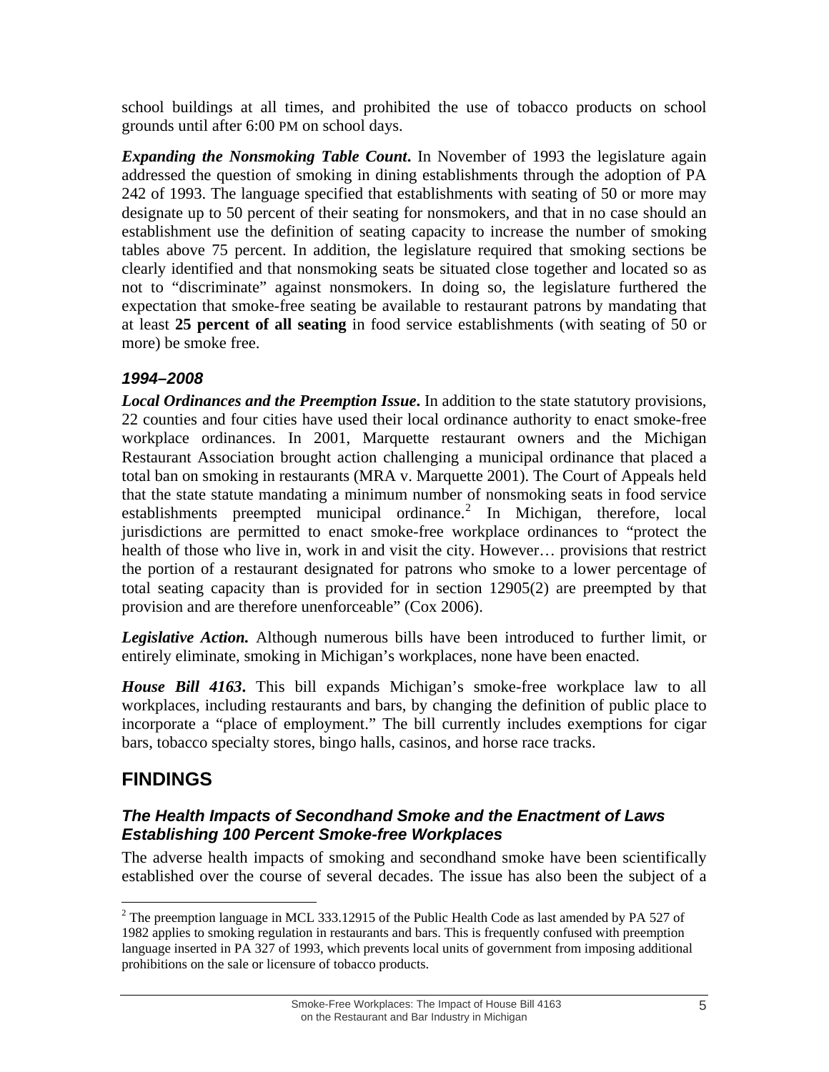school buildings at all times, and prohibited the use of tobacco products on school grounds until after 6:00 PM on school days.

***Expanding the Nonsmoking Table Count***. In November of 1993 the legislature again addressed the question of smoking in dining establishments through the adoption of PA 242 of 1993. The language specified that establishments with seating of 50 or more may designate up to 50 percent of their seating for nonsmokers, and that in no case should an establishment use the definition of seating capacity to increase the number of smoking tables above 75 percent. In addition, the legislature required that smoking sections be clearly identified and that nonsmoking seats be situated close together and located so as not to "discriminate" against nonsmokers. In doing so, the legislature furthered the expectation that smoke-free seating be available to restaurant patrons by mandating that at least **25 percent of all seating** in food service establishments (with seating of 50 or more) be smoke free.

### *1994–2008*

***Local Ordinances and the Preemption Issue***. In addition to the state statutory provisions, 22 counties and four cities have used their local ordinance authority to enact smoke-free workplace ordinances. In 2001, Marquette restaurant owners and the Michigan Restaurant Association brought action challenging a municipal ordinance that placed a total ban on smoking in restaurants (MRA v. Marquette 2001). The Court of Appeals held that the state statute mandating a minimum number of nonsmoking seats in food service establishments preempted municipal ordinance.[2] In Michigan, therefore, local jurisdictions are permitted to enact smoke-free workplace ordinances to "protect the health of those who live in, work in and visit the city. However… provisions that restrict the portion of a restaurant designated for patrons who smoke to a lower percentage of total seating capacity than is provided for in section 12905(2) are preempted by that provision and are therefore unenforceable" (Cox 2006).

***Legislative Action.*** Although numerous bills have been introduced to further limit, or entirely eliminate, smoking in Michigan's workplaces, none have been enacted.

***House Bill 4163***. This bill expands Michigan's smoke-free workplace law to all workplaces, including restaurants and bars, by changing the definition of public place to incorporate a "place of employment." The bill currently includes exemptions for cigar bars, tobacco specialty stores, bingo halls, casinos, and horse race tracks.

## FINDINGS

### *The Health Impacts of Secondhand Smoke and the Enactment of Laws Establishing 100 Percent Smoke-free Workplaces*

The adverse health impacts of smoking and secondhand smoke have been scientifically established over the course of several decades. The issue has also been the subject of a

[2] The preemption language in MCL 333.12915 of the Public Health Code as last amended by PA 527 of 1982 applies to smoking regulation in restaurants and bars. This is frequently confused with preemption language inserted in PA 327 of 1993, which prevents local units of government from imposing additional prohibitions on the sale or licensure of tobacco products.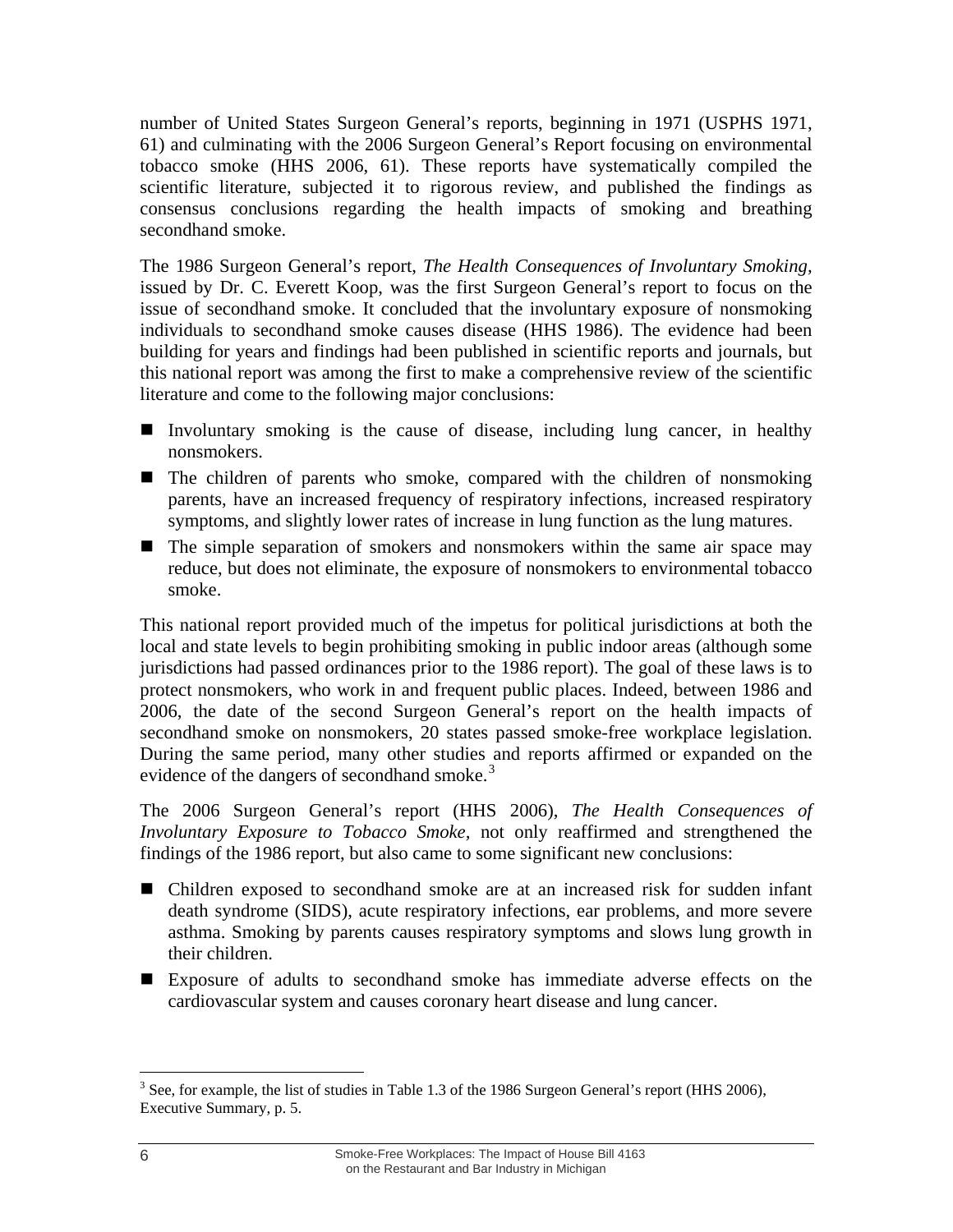number of United States Surgeon General's reports, beginning in 1971 (USPHS 1971, 61) and culminating with the 2006 Surgeon General's Report focusing on environmental tobacco smoke (HHS 2006, 61). These reports have systematically compiled the scientific literature, subjected it to rigorous review, and published the findings as consensus conclusions regarding the health impacts of smoking and breathing secondhand smoke.

The 1986 Surgeon General's report, *The Health Consequences of Involuntary Smoking*, issued by Dr. C. Everett Koop, was the first Surgeon General's report to focus on the issue of secondhand smoke. It concluded that the involuntary exposure of nonsmoking individuals to secondhand smoke causes disease (HHS 1986). The evidence had been building for years and findings had been published in scientific reports and journals, but this national report was among the first to make a comprehensive review of the scientific literature and come to the following major conclusions:

- Involuntary smoking is the cause of disease, including lung cancer, in healthy nonsmokers.
- The children of parents who smoke, compared with the children of nonsmoking parents, have an increased frequency of respiratory infections, increased respiratory symptoms, and slightly lower rates of increase in lung function as the lung matures.
- The simple separation of smokers and nonsmokers within the same air space may reduce, but does not eliminate, the exposure of nonsmokers to environmental tobacco smoke.

This national report provided much of the impetus for political jurisdictions at both the local and state levels to begin prohibiting smoking in public indoor areas (although some jurisdictions had passed ordinances prior to the 1986 report). The goal of these laws is to protect nonsmokers, who work in and frequent public places. Indeed, between 1986 and 2006, the date of the second Surgeon General's report on the health impacts of secondhand smoke on nonsmokers, 20 states passed smoke-free workplace legislation. During the same period, many other studies and reports affirmed or expanded on the evidence of the dangers of secondhand smoke.[3]

The 2006 Surgeon General's report (HHS 2006), *The Health Consequences of Involuntary Exposure to Tobacco Smoke,* not only reaffirmed and strengthened the findings of the 1986 report, but also came to some significant new conclusions:

- Children exposed to secondhand smoke are at an increased risk for sudden infant death syndrome (SIDS), acute respiratory infections, ear problems, and more severe asthma. Smoking by parents causes respiratory symptoms and slows lung growth in their children.
- Exposure of adults to secondhand smoke has immediate adverse effects on the cardiovascular system and causes coronary heart disease and lung cancer.

---

[3] See, for example, the list of studies in Table 1.3 of the 1986 Surgeon General's report (HHS 2006), Executive Summary, p. 5.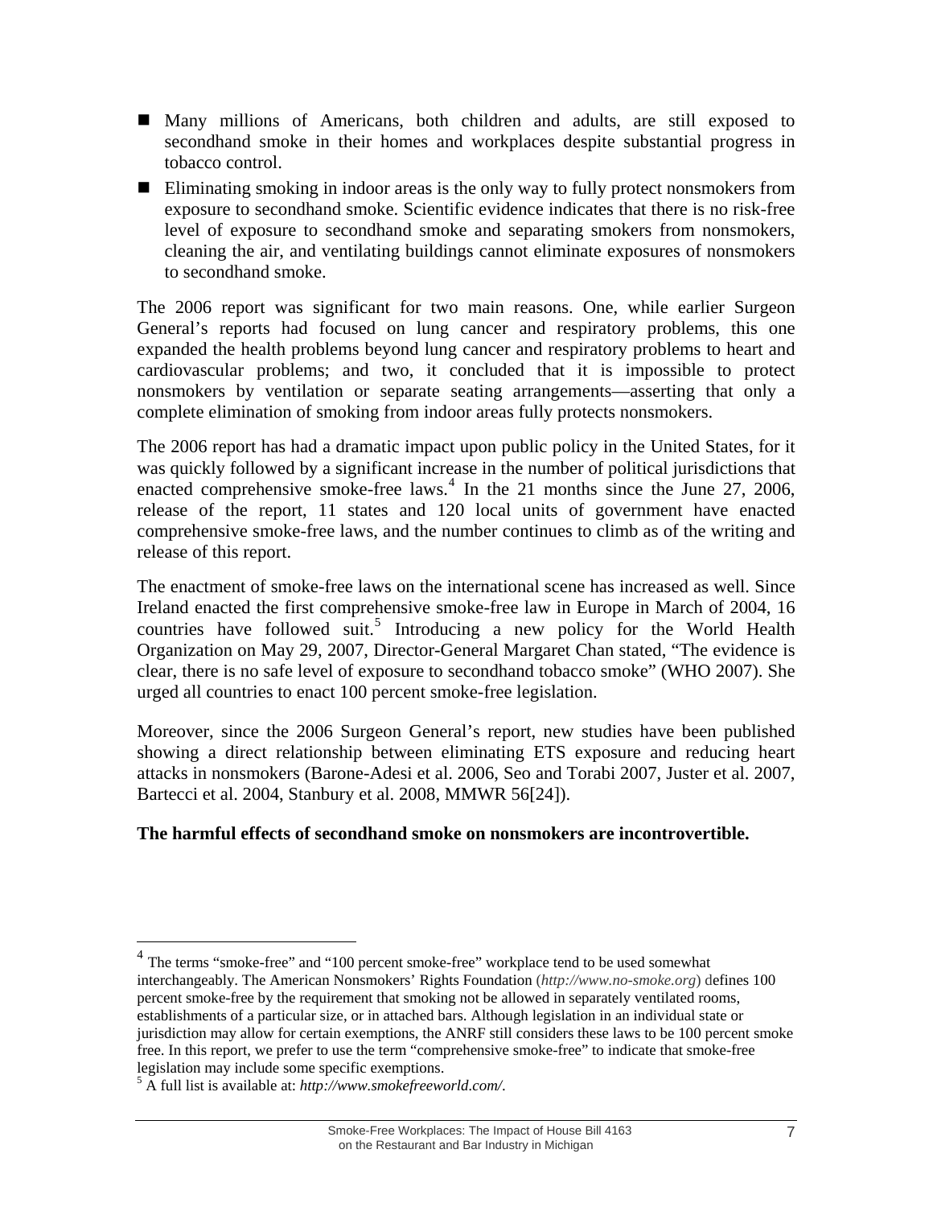- Many millions of Americans, both children and adults, are still exposed to secondhand smoke in their homes and workplaces despite substantial progress in tobacco control.
- Eliminating smoking in indoor areas is the only way to fully protect nonsmokers from exposure to secondhand smoke. Scientific evidence indicates that there is no risk-free level of exposure to secondhand smoke and separating smokers from nonsmokers, cleaning the air, and ventilating buildings cannot eliminate exposures of nonsmokers to secondhand smoke.

The 2006 report was significant for two main reasons. One, while earlier Surgeon General's reports had focused on lung cancer and respiratory problems, this one expanded the health problems beyond lung cancer and respiratory problems to heart and cardiovascular problems; and two, it concluded that it is impossible to protect nonsmokers by ventilation or separate seating arrangements—asserting that only a complete elimination of smoking from indoor areas fully protects nonsmokers.

The 2006 report has had a dramatic impact upon public policy in the United States, for it was quickly followed by a significant increase in the number of political jurisdictions that enacted comprehensive smoke-free laws.[4] In the 21 months since the June 27, 2006, release of the report, 11 states and 120 local units of government have enacted comprehensive smoke-free laws, and the number continues to climb as of the writing and release of this report.

The enactment of smoke-free laws on the international scene has increased as well. Since Ireland enacted the first comprehensive smoke-free law in Europe in March of 2004, 16 countries have followed suit.[5] Introducing a new policy for the World Health Organization on May 29, 2007, Director-General Margaret Chan stated, "The evidence is clear, there is no safe level of exposure to secondhand tobacco smoke" (WHO 2007). She urged all countries to enact 100 percent smoke-free legislation.

Moreover, since the 2006 Surgeon General's report, new studies have been published showing a direct relationship between eliminating ETS exposure and reducing heart attacks in nonsmokers (Barone-Adesi et al. 2006, Seo and Torabi 2007, Juster et al. 2007, Bartecci et al. 2004, Stanbury et al. 2008, MMWR 56[24]).

**The harmful effects of secondhand smoke on nonsmokers are incontrovertible.**

---

[4] The terms "smoke-free" and "100 percent smoke-free" workplace tend to be used somewhat interchangeably. The American Nonsmokers' Rights Foundation (*http://www.no-smoke.org*) defines 100 percent smoke-free by the requirement that smoking not be allowed in separately ventilated rooms, establishments of a particular size, or in attached bars. Although legislation in an individual state or jurisdiction may allow for certain exemptions, the ANRF still considers these laws to be 100 percent smoke free. In this report, we prefer to use the term "comprehensive smoke-free" to indicate that smoke-free legislation may include some specific exemptions.

[5] A full list is available at: *http://www.smokefreeworld.com/*.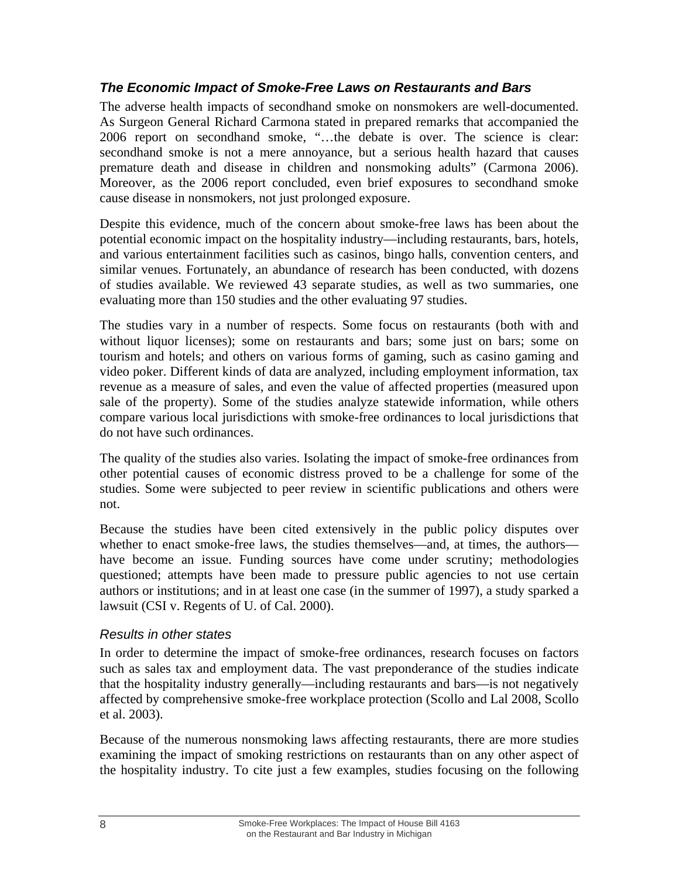### *The Economic Impact of Smoke-Free Laws on Restaurants and Bars*

The adverse health impacts of secondhand smoke on nonsmokers are well-documented. As Surgeon General Richard Carmona stated in prepared remarks that accompanied the 2006 report on secondhand smoke, "…the debate is over. The science is clear: secondhand smoke is not a mere annoyance, but a serious health hazard that causes premature death and disease in children and nonsmoking adults" (Carmona 2006). Moreover, as the 2006 report concluded, even brief exposures to secondhand smoke cause disease in nonsmokers, not just prolonged exposure.

Despite this evidence, much of the concern about smoke-free laws has been about the potential economic impact on the hospitality industry—including restaurants, bars, hotels, and various entertainment facilities such as casinos, bingo halls, convention centers, and similar venues. Fortunately, an abundance of research has been conducted, with dozens of studies available. We reviewed 43 separate studies, as well as two summaries, one evaluating more than 150 studies and the other evaluating 97 studies.

The studies vary in a number of respects. Some focus on restaurants (both with and without liquor licenses); some on restaurants and bars; some just on bars; some on tourism and hotels; and others on various forms of gaming, such as casino gaming and video poker. Different kinds of data are analyzed, including employment information, tax revenue as a measure of sales, and even the value of affected properties (measured upon sale of the property). Some of the studies analyze statewide information, while others compare various local jurisdictions with smoke-free ordinances to local jurisdictions that do not have such ordinances.

The quality of the studies also varies. Isolating the impact of smoke-free ordinances from other potential causes of economic distress proved to be a challenge for some of the studies. Some were subjected to peer review in scientific publications and others were not.

Because the studies have been cited extensively in the public policy disputes over whether to enact smoke-free laws, the studies themselves—and, at times, the authors—have become an issue. Funding sources have come under scrutiny; methodologies questioned; attempts have been made to pressure public agencies to not use certain authors or institutions; and in at least one case (in the summer of 1997), a study sparked a lawsuit (CSI v. Regents of U. of Cal. 2000).

#### *Results in other states*

In order to determine the impact of smoke-free ordinances, research focuses on factors such as sales tax and employment data. The vast preponderance of the studies indicate that the hospitality industry generally—including restaurants and bars—is not negatively affected by comprehensive smoke-free workplace protection (Scollo and Lal 2008, Scollo et al. 2003).

Because of the numerous nonsmoking laws affecting restaurants, there are more studies examining the impact of smoking restrictions on restaurants than on any other aspect of the hospitality industry. To cite just a few examples, studies focusing on the following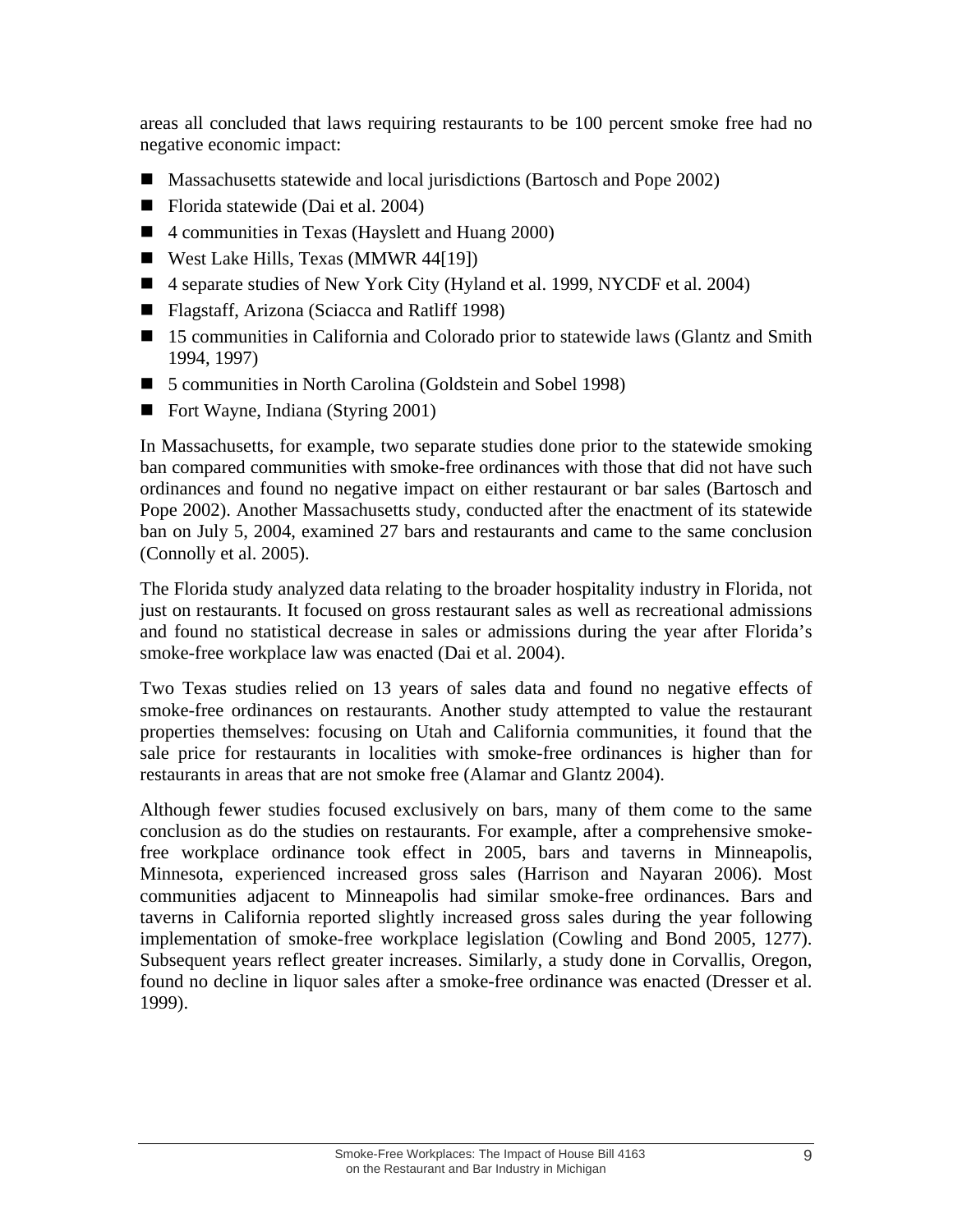areas all concluded that laws requiring restaurants to be 100 percent smoke free had no negative economic impact:

- Massachusetts statewide and local jurisdictions (Bartosch and Pope 2002)
- Florida statewide (Dai et al. 2004)
- 4 communities in Texas (Hayslett and Huang 2000)
- West Lake Hills, Texas (MMWR 44[19])
- 4 separate studies of New York City (Hyland et al. 1999, NYCDF et al. 2004)
- Flagstaff, Arizona (Sciacca and Ratliff 1998)
- 15 communities in California and Colorado prior to statewide laws (Glantz and Smith 1994, 1997)
- 5 communities in North Carolina (Goldstein and Sobel 1998)
- Fort Wayne, Indiana (Styring 2001)

In Massachusetts, for example, two separate studies done prior to the statewide smoking ban compared communities with smoke-free ordinances with those that did not have such ordinances and found no negative impact on either restaurant or bar sales (Bartosch and Pope 2002). Another Massachusetts study, conducted after the enactment of its statewide ban on July 5, 2004, examined 27 bars and restaurants and came to the same conclusion (Connolly et al. 2005).

The Florida study analyzed data relating to the broader hospitality industry in Florida, not just on restaurants. It focused on gross restaurant sales as well as recreational admissions and found no statistical decrease in sales or admissions during the year after Florida's smoke-free workplace law was enacted (Dai et al. 2004).

Two Texas studies relied on 13 years of sales data and found no negative effects of smoke-free ordinances on restaurants. Another study attempted to value the restaurant properties themselves: focusing on Utah and California communities, it found that the sale price for restaurants in localities with smoke-free ordinances is higher than for restaurants in areas that are not smoke free (Alamar and Glantz 2004).

Although fewer studies focused exclusively on bars, many of them come to the same conclusion as do the studies on restaurants. For example, after a comprehensive smoke-free workplace ordinance took effect in 2005, bars and taverns in Minneapolis, Minnesota, experienced increased gross sales (Harrison and Nayaran 2006). Most communities adjacent to Minneapolis had similar smoke-free ordinances. Bars and taverns in California reported slightly increased gross sales during the year following implementation of smoke-free workplace legislation (Cowling and Bond 2005, 1277). Subsequent years reflect greater increases. Similarly, a study done in Corvallis, Oregon, found no decline in liquor sales after a smoke-free ordinance was enacted (Dresser et al. 1999).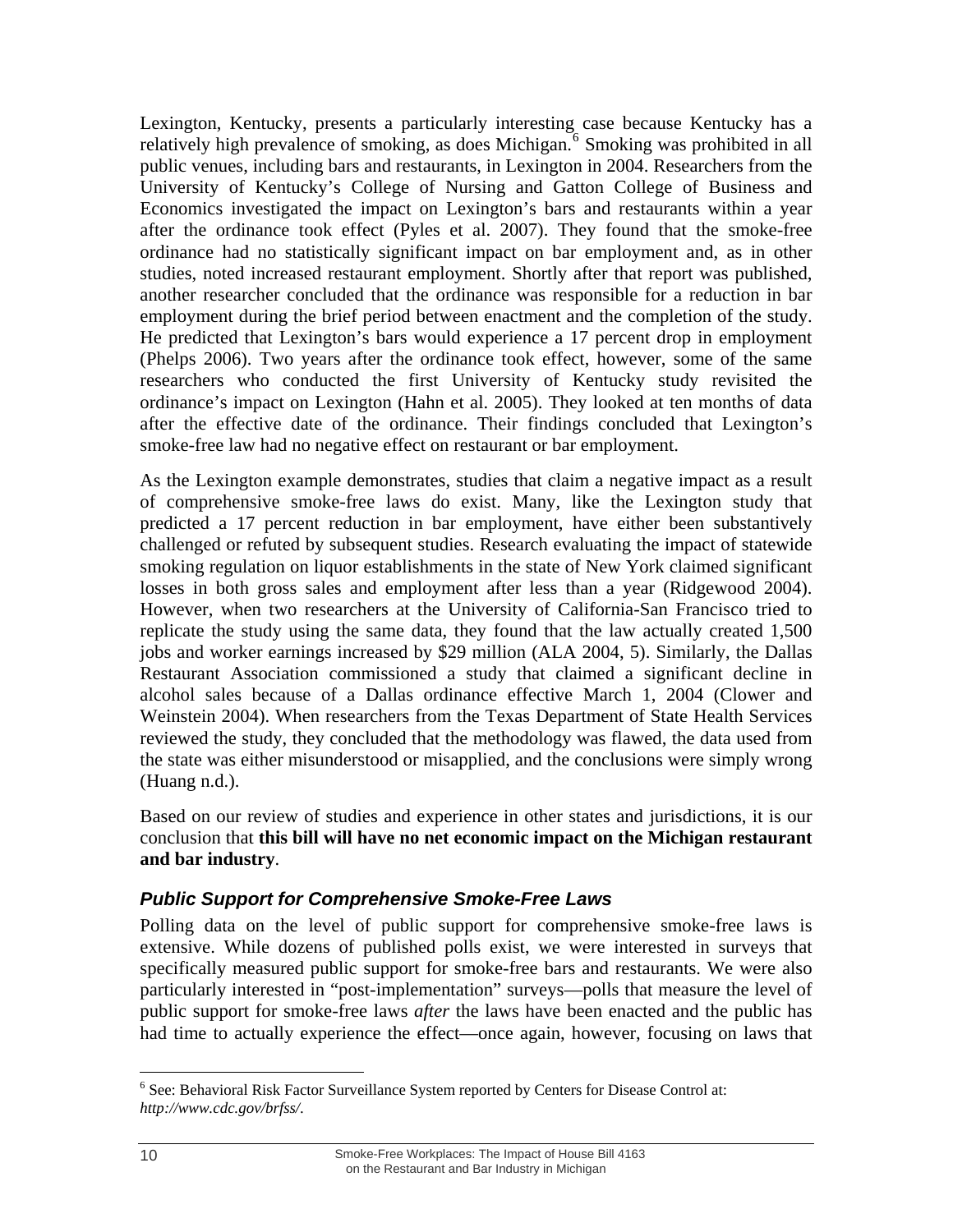Lexington, Kentucky, presents a particularly interesting case because Kentucky has a relatively high prevalence of smoking, as does Michigan.[6] Smoking was prohibited in all public venues, including bars and restaurants, in Lexington in 2004. Researchers from the University of Kentucky's College of Nursing and Gatton College of Business and Economics investigated the impact on Lexington's bars and restaurants within a year after the ordinance took effect (Pyles et al. 2007). They found that the smoke-free ordinance had no statistically significant impact on bar employment and, as in other studies, noted increased restaurant employment. Shortly after that report was published, another researcher concluded that the ordinance was responsible for a reduction in bar employment during the brief period between enactment and the completion of the study. He predicted that Lexington's bars would experience a 17 percent drop in employment (Phelps 2006). Two years after the ordinance took effect, however, some of the same researchers who conducted the first University of Kentucky study revisited the ordinance's impact on Lexington (Hahn et al. 2005). They looked at ten months of data after the effective date of the ordinance. Their findings concluded that Lexington's smoke-free law had no negative effect on restaurant or bar employment.

As the Lexington example demonstrates, studies that claim a negative impact as a result of comprehensive smoke-free laws do exist. Many, like the Lexington study that predicted a 17 percent reduction in bar employment, have either been substantively challenged or refuted by subsequent studies. Research evaluating the impact of statewide smoking regulation on liquor establishments in the state of New York claimed significant losses in both gross sales and employment after less than a year (Ridgewood 2004). However, when two researchers at the University of California-San Francisco tried to replicate the study using the same data, they found that the law actually created 1,500 jobs and worker earnings increased by $29 million (ALA 2004, 5). Similarly, the Dallas Restaurant Association commissioned a study that claimed a significant decline in alcohol sales because of a Dallas ordinance effective March 1, 2004 (Clower and Weinstein 2004). When researchers from the Texas Department of State Health Services reviewed the study, they concluded that the methodology was flawed, the data used from the state was either misunderstood or misapplied, and the conclusions were simply wrong (Huang n.d.).

Based on our review of studies and experience in other states and jurisdictions, it is our conclusion that **this bill will have no net economic impact on the Michigan restaurant and bar industry**.

### *Public Support for Comprehensive Smoke-Free Laws*

Polling data on the level of public support for comprehensive smoke-free laws is extensive. While dozens of published polls exist, we were interested in surveys that specifically measured public support for smoke-free bars and restaurants. We were also particularly interested in "post-implementation" surveys—polls that measure the level of public support for smoke-free laws *after* the laws have been enacted and the public has had time to actually experience the effect—once again, however, focusing on laws that

[6] See: Behavioral Risk Factor Surveillance System reported by Centers for Disease Control at: *http://www.cdc.gov/brfss/*.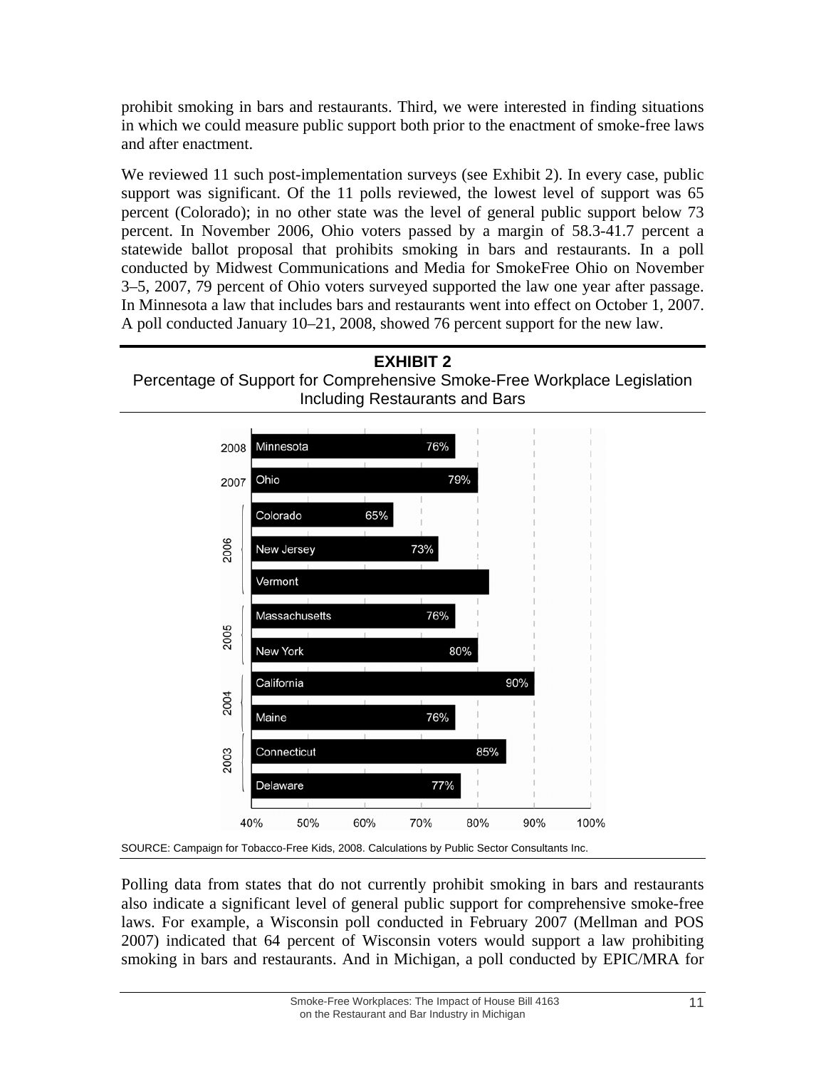prohibit smoking in bars and restaurants. Third, we were interested in finding situations in which we could measure public support both prior to the enactment of smoke-free laws and after enactment.

We reviewed 11 such post-implementation surveys (see Exhibit 2). In every case, public support was significant. Of the 11 polls reviewed, the lowest level of support was 65 percent (Colorado); in no other state was the level of general public support below 73 percent. In November 2006, Ohio voters passed by a margin of 58.3-41.7 percent a statewide ballot proposal that prohibits smoking in bars and restaurants. In a poll conducted by Midwest Communications and Media for SmokeFree Ohio on November 3–5, 2007, 79 percent of Ohio voters surveyed supported the law one year after passage. In Minnesota a law that includes bars and restaurants went into effect on October 1, 2007. A poll conducted January 10–21, 2008, showed 76 percent support for the new law.

**EXHIBIT 2**
Percentage of Support for Comprehensive Smoke-Free Workplace Legislation Including Restaurants and Bars

| Year | State | Support |
|---|---|---|
| 2008 | Minnesota | 76% |
| 2007 | Ohio | 79% |
| 2006 | Colorado | 65% |
| | New Jersey | 73% |
| | Vermont | |
| 2005 | Massachusetts | 76% |
| | New York | 80% |
| 2004 | California | 90% |
| | Maine | 76% |
| 2003 | Connecticut | 85% |
| | Delaware | 77% |

SOURCE: Campaign for Tobacco-Free Kids, 2008. Calculations by Public Sector Consultants Inc.

Polling data from states that do not currently prohibit smoking in bars and restaurants also indicate a significant level of general public support for comprehensive smoke-free laws. For example, a Wisconsin poll conducted in February 2007 (Mellman and POS 2007) indicated that 64 percent of Wisconsin voters would support a law prohibiting smoking in bars and restaurants. And in Michigan, a poll conducted by EPIC/MRA for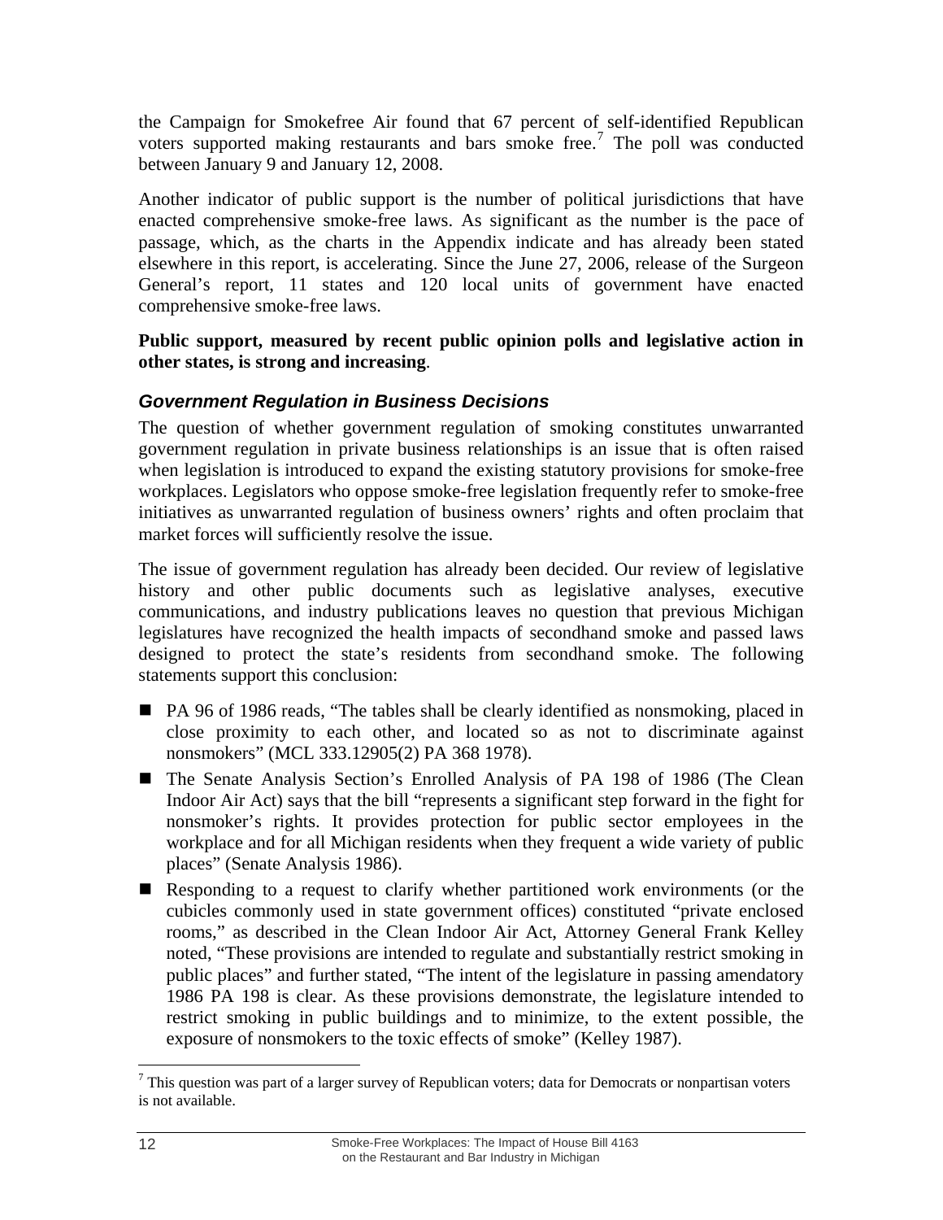the Campaign for Smokefree Air found that 67 percent of self-identified Republican voters supported making restaurants and bars smoke free.[7] The poll was conducted between January 9 and January 12, 2008.

Another indicator of public support is the number of political jurisdictions that have enacted comprehensive smoke-free laws. As significant as the number is the pace of passage, which, as the charts in the Appendix indicate and has already been stated elsewhere in this report, is accelerating. Since the June 27, 2006, release of the Surgeon General's report, 11 states and 120 local units of government have enacted comprehensive smoke-free laws.

**Public support, measured by recent public opinion polls and legislative action in other states, is strong and increasing**.

### *Government Regulation in Business Decisions*

The question of whether government regulation of smoking constitutes unwarranted government regulation in private business relationships is an issue that is often raised when legislation is introduced to expand the existing statutory provisions for smoke-free workplaces. Legislators who oppose smoke-free legislation frequently refer to smoke-free initiatives as unwarranted regulation of business owners' rights and often proclaim that market forces will sufficiently resolve the issue.

The issue of government regulation has already been decided. Our review of legislative history and other public documents such as legislative analyses, executive communications, and industry publications leaves no question that previous Michigan legislatures have recognized the health impacts of secondhand smoke and passed laws designed to protect the state's residents from secondhand smoke. The following statements support this conclusion:

- PA 96 of 1986 reads, "The tables shall be clearly identified as nonsmoking, placed in close proximity to each other, and located so as not to discriminate against nonsmokers" (MCL 333.12905(2) PA 368 1978).
- The Senate Analysis Section's Enrolled Analysis of PA 198 of 1986 (The Clean Indoor Air Act) says that the bill "represents a significant step forward in the fight for nonsmoker's rights. It provides protection for public sector employees in the workplace and for all Michigan residents when they frequent a wide variety of public places" (Senate Analysis 1986).
- Responding to a request to clarify whether partitioned work environments (or the cubicles commonly used in state government offices) constituted "private enclosed rooms," as described in the Clean Indoor Air Act, Attorney General Frank Kelley noted, "These provisions are intended to regulate and substantially restrict smoking in public places" and further stated, "The intent of the legislature in passing amendatory 1986 PA 198 is clear. As these provisions demonstrate, the legislature intended to restrict smoking in public buildings and to minimize, to the extent possible, the exposure of nonsmokers to the toxic effects of smoke" (Kelley 1987).

[7] This question was part of a larger survey of Republican voters; data for Democrats or nonpartisan voters is not available.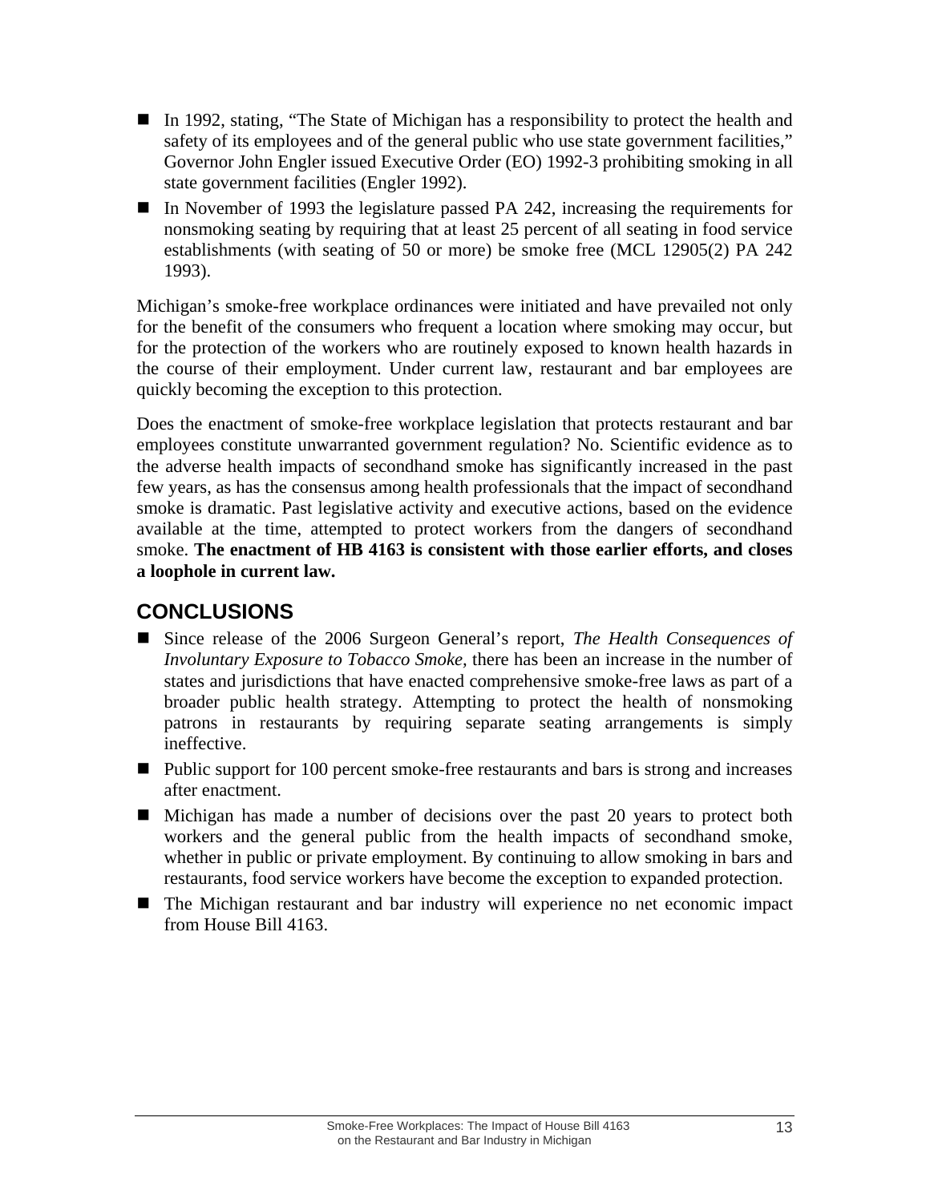- In 1992, stating, "The State of Michigan has a responsibility to protect the health and safety of its employees and of the general public who use state government facilities," Governor John Engler issued Executive Order (EO) 1992-3 prohibiting smoking in all state government facilities (Engler 1992).
- In November of 1993 the legislature passed PA 242, increasing the requirements for nonsmoking seating by requiring that at least 25 percent of all seating in food service establishments (with seating of 50 or more) be smoke free (MCL 12905(2) PA 242 1993).

Michigan's smoke-free workplace ordinances were initiated and have prevailed not only for the benefit of the consumers who frequent a location where smoking may occur, but for the protection of the workers who are routinely exposed to known health hazards in the course of their employment. Under current law, restaurant and bar employees are quickly becoming the exception to this protection.

Does the enactment of smoke-free workplace legislation that protects restaurant and bar employees constitute unwarranted government regulation? No. Scientific evidence as to the adverse health impacts of secondhand smoke has significantly increased in the past few years, as has the consensus among health professionals that the impact of secondhand smoke is dramatic. Past legislative activity and executive actions, based on the evidence available at the time, attempted to protect workers from the dangers of secondhand smoke. **The enactment of HB 4163 is consistent with those earlier efforts, and closes a loophole in current law.**

## CONCLUSIONS

- Since release of the 2006 Surgeon General's report, *The Health Consequences of Involuntary Exposure to Tobacco Smoke,* there has been an increase in the number of states and jurisdictions that have enacted comprehensive smoke-free laws as part of a broader public health strategy. Attempting to protect the health of nonsmoking patrons in restaurants by requiring separate seating arrangements is simply ineffective.
- Public support for 100 percent smoke-free restaurants and bars is strong and increases after enactment.
- Michigan has made a number of decisions over the past 20 years to protect both workers and the general public from the health impacts of secondhand smoke, whether in public or private employment. By continuing to allow smoking in bars and restaurants, food service workers have become the exception to expanded protection.
- The Michigan restaurant and bar industry will experience no net economic impact from House Bill 4163.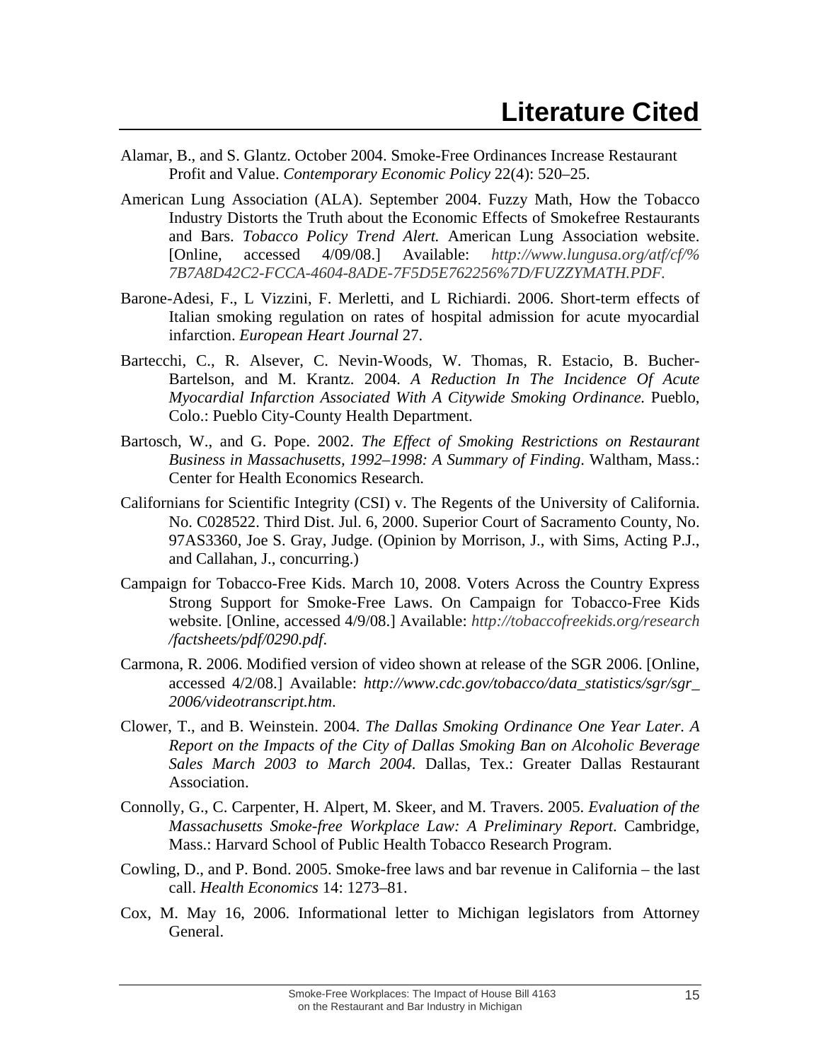# Literature Cited

Alamar, B., and S. Glantz. October 2004. Smoke-Free Ordinances Increase Restaurant Profit and Value. *Contemporary Economic Policy* 22(4): 520–25.

American Lung Association (ALA). September 2004. Fuzzy Math, How the Tobacco Industry Distorts the Truth about the Economic Effects of Smokefree Restaurants and Bars. *Tobacco Policy Trend Alert.* American Lung Association website. [Online, accessed 4/09/08.] Available: *http://www.lungusa.org/atf/cf/%7B7A8D42C2-FCCA-4604-8ADE-7F5D5E762256%7D/FUZZYMATH.PDF*.

Barone-Adesi, F., L Vizzini, F. Merletti, and L Richiardi. 2006. Short-term effects of Italian smoking regulation on rates of hospital admission for acute myocardial infarction. *European Heart Journal* 27.

Bartecchi, C., R. Alsever, C. Nevin-Woods, W. Thomas, R. Estacio, B. Bucher-Bartelson, and M. Krantz. 2004. *A Reduction In The Incidence Of Acute Myocardial Infarction Associated With A Citywide Smoking Ordinance.* Pueblo, Colo.: Pueblo City-County Health Department.

Bartosch, W., and G. Pope. 2002. *The Effect of Smoking Restrictions on Restaurant Business in Massachusetts, 1992–1998: A Summary of Finding*. Waltham, Mass.: Center for Health Economics Research.

Californians for Scientific Integrity (CSI) v. The Regents of the University of California. No. C028522. Third Dist. Jul. 6, 2000. Superior Court of Sacramento County, No. 97AS3360, Joe S. Gray, Judge. (Opinion by Morrison, J., with Sims, Acting P.J., and Callahan, J., concurring.)

Campaign for Tobacco-Free Kids. March 10, 2008. Voters Across the Country Express Strong Support for Smoke-Free Laws. On Campaign for Tobacco-Free Kids website. [Online, accessed 4/9/08.] Available: *http://tobaccofreekids.org/research/factsheets/pdf/0290.pdf*.

Carmona, R. 2006. Modified version of video shown at release of the SGR 2006. [Online, accessed 4/2/08.] Available: *http://www.cdc.gov/tobacco/data_statistics/sgr/sgr_2006/videotranscript.htm*.

Clower, T., and B. Weinstein. 2004. *The Dallas Smoking Ordinance One Year Later. A Report on the Impacts of the City of Dallas Smoking Ban on Alcoholic Beverage Sales March 2003 to March 2004.* Dallas, Tex.: Greater Dallas Restaurant Association.

Connolly, G., C. Carpenter, H. Alpert, M. Skeer, and M. Travers. 2005. *Evaluation of the Massachusetts Smoke-free Workplace Law: A Preliminary Report*. Cambridge, Mass.: Harvard School of Public Health Tobacco Research Program.

Cowling, D., and P. Bond. 2005. Smoke-free laws and bar revenue in California – the last call. *Health Economics* 14: 1273–81.

Cox, M. May 16, 2006. Informational letter to Michigan legislators from Attorney General.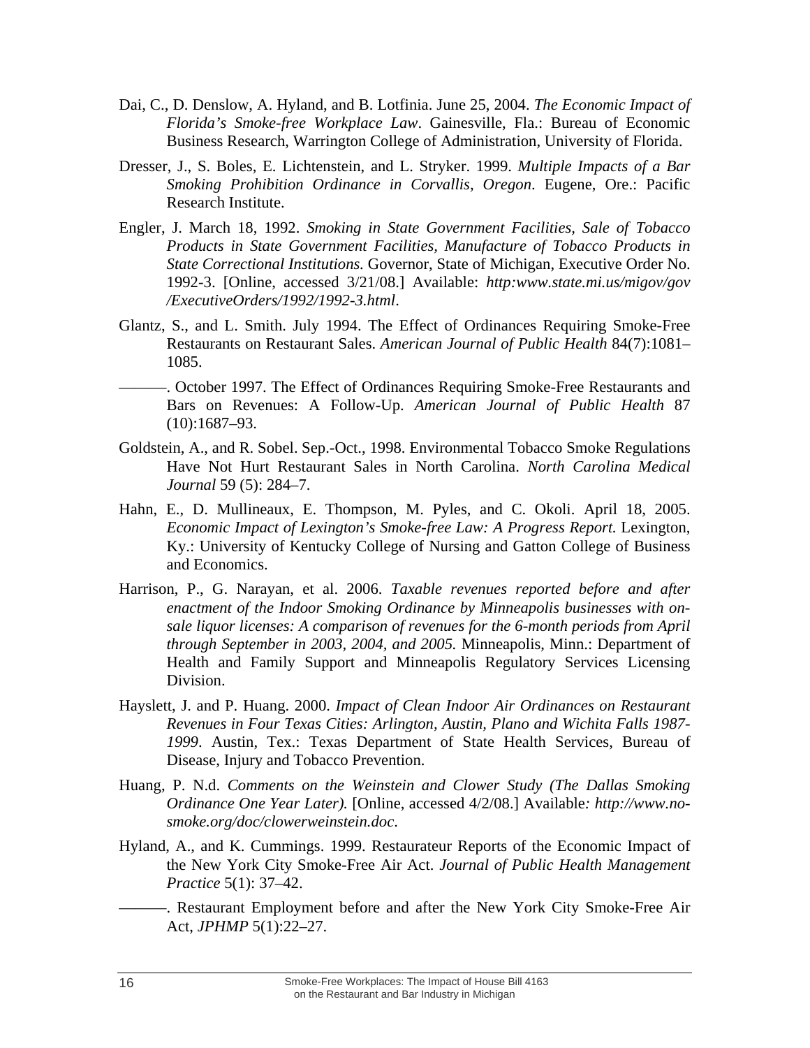Dai, C., D. Denslow, A. Hyland, and B. Lotfinia. June 25, 2004. *The Economic Impact of Florida's Smoke-free Workplace Law*. Gainesville, Fla.: Bureau of Economic Business Research, Warrington College of Administration, University of Florida.

Dresser, J., S. Boles, E. Lichtenstein, and L. Stryker. 1999. *Multiple Impacts of a Bar Smoking Prohibition Ordinance in Corvallis, Oregon*. Eugene, Ore.: Pacific Research Institute.

Engler, J. March 18, 1992. *Smoking in State Government Facilities, Sale of Tobacco Products in State Government Facilities, Manufacture of Tobacco Products in State Correctional Institutions.* Governor, State of Michigan, Executive Order No. 1992-3. [Online, accessed 3/21/08.] Available: *http:www.state.mi.us/migov/gov /ExecutiveOrders/1992/1992-3.html*.

Glantz, S., and L. Smith. July 1994. The Effect of Ordinances Requiring Smoke-Free Restaurants on Restaurant Sales. *American Journal of Public Health* 84(7):1081–1085.

———. October 1997. The Effect of Ordinances Requiring Smoke-Free Restaurants and Bars on Revenues: A Follow-Up. *American Journal of Public Health* 87 (10):1687–93.

Goldstein, A., and R. Sobel. Sep.-Oct., 1998. Environmental Tobacco Smoke Regulations Have Not Hurt Restaurant Sales in North Carolina. *North Carolina Medical Journal* 59 (5): 284–7.

Hahn, E., D. Mullineaux, E. Thompson, M. Pyles, and C. Okoli. April 18, 2005. *Economic Impact of Lexington's Smoke-free Law: A Progress Report.* Lexington, Ky.: University of Kentucky College of Nursing and Gatton College of Business and Economics.

Harrison, P., G. Narayan, et al. 2006. *Taxable revenues reported before and after enactment of the Indoor Smoking Ordinance by Minneapolis businesses with on-sale liquor licenses: A comparison of revenues for the 6-month periods from April through September in 2003, 2004, and 2005.* Minneapolis, Minn.: Department of Health and Family Support and Minneapolis Regulatory Services Licensing Division.

Hayslett, J. and P. Huang. 2000. *Impact of Clean Indoor Air Ordinances on Restaurant Revenues in Four Texas Cities: Arlington, Austin, Plano and Wichita Falls 1987-1999*. Austin, Tex.: Texas Department of State Health Services, Bureau of Disease, Injury and Tobacco Prevention.

Huang, P. N.d. *Comments on the Weinstein and Clower Study (The Dallas Smoking Ordinance One Year Later).* [Online, accessed 4/2/08.] Available*: http://www.no-smoke.org/doc/clowerweinstein.doc*.

Hyland, A., and K. Cummings. 1999. Restaurateur Reports of the Economic Impact of the New York City Smoke-Free Air Act. *Journal of Public Health Management Practice* 5(1): 37–42.

———. Restaurant Employment before and after the New York City Smoke-Free Air Act, *JPHMP* 5(1):22–27.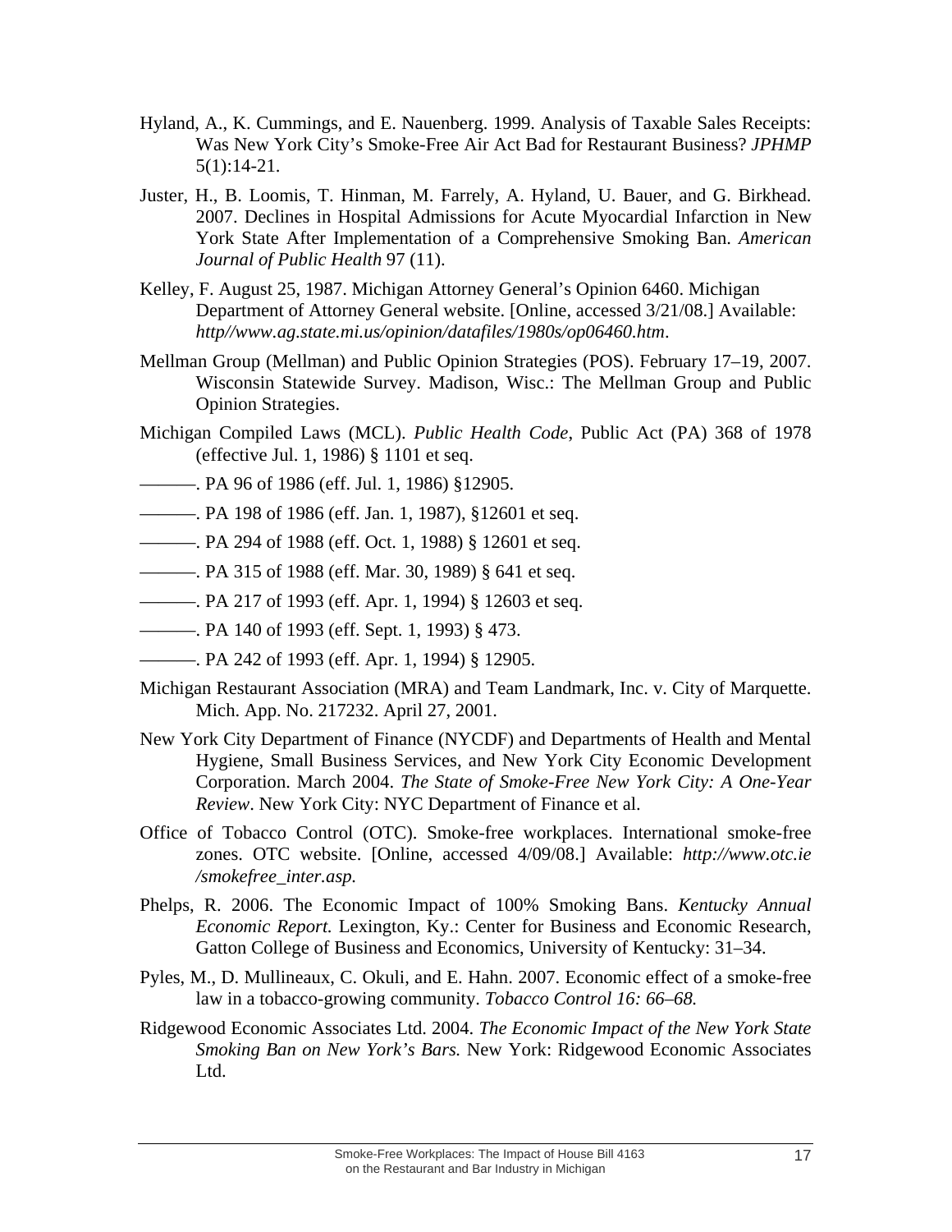Hyland, A., K. Cummings, and E. Nauenberg. 1999. Analysis of Taxable Sales Receipts: Was New York City's Smoke-Free Air Act Bad for Restaurant Business? *JPHMP* 5(1):14-21.

Juster, H., B. Loomis, T. Hinman, M. Farrely, A. Hyland, U. Bauer, and G. Birkhead. 2007. Declines in Hospital Admissions for Acute Myocardial Infarction in New York State After Implementation of a Comprehensive Smoking Ban. *American Journal of Public Health* 97 (11).

Kelley, F. August 25, 1987. Michigan Attorney General's Opinion 6460. Michigan Department of Attorney General website. [Online, accessed 3/21/08.] Available: *http//www.ag.state.mi.us/opinion/datafiles/1980s/op06460.htm*.

Mellman Group (Mellman) and Public Opinion Strategies (POS). February 17–19, 2007. Wisconsin Statewide Survey. Madison, Wisc.: The Mellman Group and Public Opinion Strategies.

Michigan Compiled Laws (MCL). *Public Health Code*, Public Act (PA) 368 of 1978 (effective Jul. 1, 1986) § 1101 et seq.

———. PA 96 of 1986 (eff. Jul. 1, 1986) §12905.

———. PA 198 of 1986 (eff. Jan. 1, 1987), §12601 et seq.

———. PA 294 of 1988 (eff. Oct. 1, 1988) § 12601 et seq.

———. PA 315 of 1988 (eff. Mar. 30, 1989) § 641 et seq.

———. PA 217 of 1993 (eff. Apr. 1, 1994) § 12603 et seq.

———. PA 140 of 1993 (eff. Sept. 1, 1993) § 473.

———. PA 242 of 1993 (eff. Apr. 1, 1994) § 12905.

Michigan Restaurant Association (MRA) and Team Landmark, Inc. v. City of Marquette. Mich. App. No. 217232. April 27, 2001.

New York City Department of Finance (NYCDF) and Departments of Health and Mental Hygiene, Small Business Services, and New York City Economic Development Corporation. March 2004. *The State of Smoke-Free New York City: A One-Year Review*. New York City: NYC Department of Finance et al.

Office of Tobacco Control (OTC). Smoke-free workplaces. International smoke-free zones. OTC website. [Online, accessed 4/09/08.] Available: *http://www.otc.ie /smokefree_inter.asp.*

Phelps, R. 2006. The Economic Impact of 100% Smoking Bans. *Kentucky Annual Economic Report.* Lexington, Ky.: Center for Business and Economic Research, Gatton College of Business and Economics, University of Kentucky: 31–34.

Pyles, M., D. Mullineaux, C. Okuli, and E. Hahn. 2007. Economic effect of a smoke-free law in a tobacco-growing community. *Tobacco Control 16: 66–68.*

Ridgewood Economic Associates Ltd. 2004. *The Economic Impact of the New York State Smoking Ban on New York's Bars.* New York: Ridgewood Economic Associates Ltd.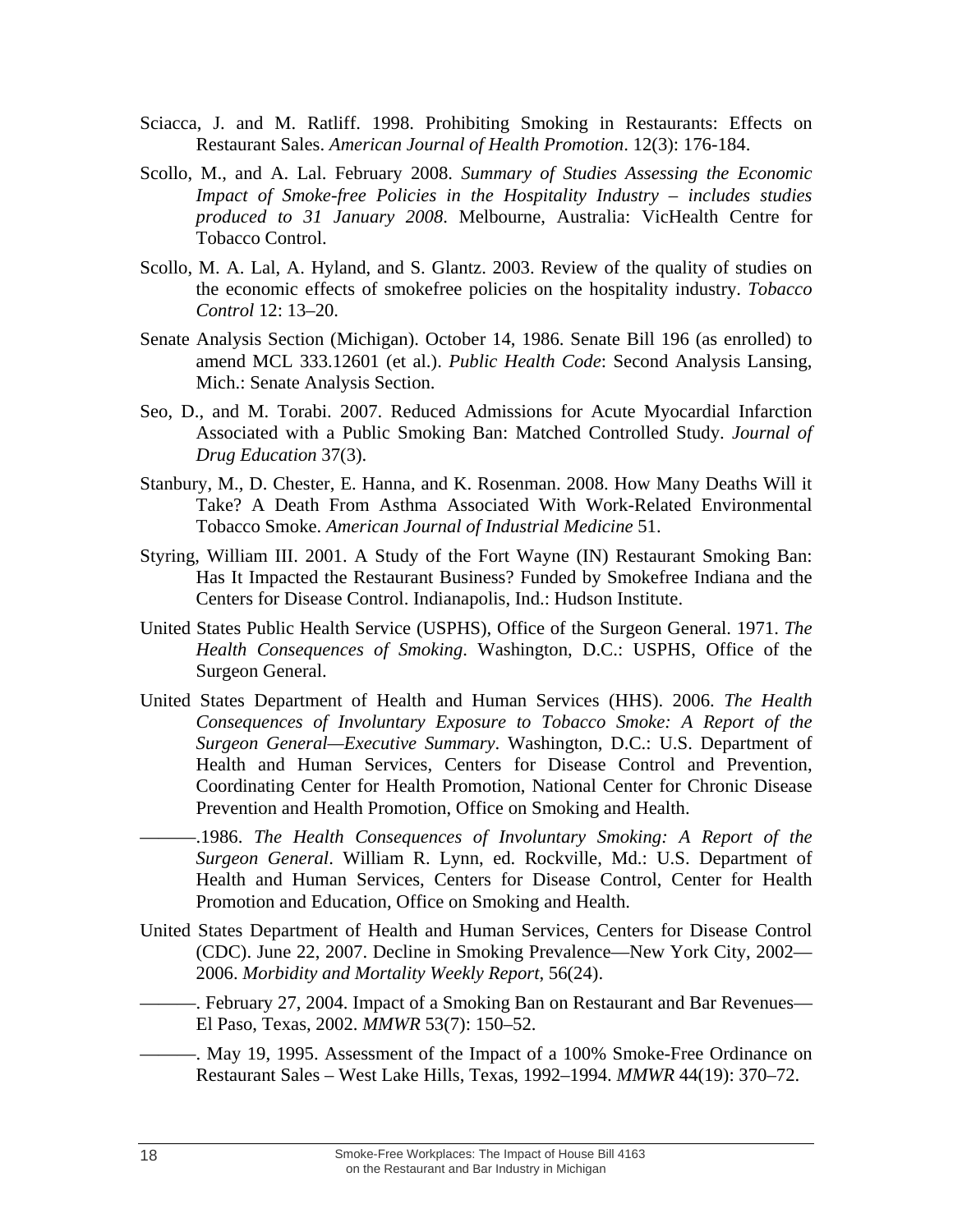Sciacca, J. and M. Ratliff. 1998. Prohibiting Smoking in Restaurants: Effects on Restaurant Sales. *American Journal of Health Promotion*. 12(3): 176-184.

Scollo, M., and A. Lal. February 2008. *Summary of Studies Assessing the Economic Impact of Smoke-free Policies in the Hospitality Industry – includes studies produced to 31 January 2008*. Melbourne, Australia: VicHealth Centre for Tobacco Control.

Scollo, M. A. Lal, A. Hyland, and S. Glantz. 2003. Review of the quality of studies on the economic effects of smokefree policies on the hospitality industry. *Tobacco Control* 12: 13–20.

Senate Analysis Section (Michigan). October 14, 1986. Senate Bill 196 (as enrolled) to amend MCL 333.12601 (et al.). *Public Health Code*: Second Analysis Lansing, Mich.: Senate Analysis Section.

Seo, D., and M. Torabi. 2007. Reduced Admissions for Acute Myocardial Infarction Associated with a Public Smoking Ban: Matched Controlled Study. *Journal of Drug Education* 37(3).

Stanbury, M., D. Chester, E. Hanna, and K. Rosenman. 2008. How Many Deaths Will it Take? A Death From Asthma Associated With Work-Related Environmental Tobacco Smoke. *American Journal of Industrial Medicine* 51.

Styring, William III. 2001. A Study of the Fort Wayne (IN) Restaurant Smoking Ban: Has It Impacted the Restaurant Business? Funded by Smokefree Indiana and the Centers for Disease Control. Indianapolis, Ind.: Hudson Institute.

United States Public Health Service (USPHS), Office of the Surgeon General. 1971. *The Health Consequences of Smoking*. Washington, D.C.: USPHS, Office of the Surgeon General.

United States Department of Health and Human Services (HHS). 2006. *The Health Consequences of Involuntary Exposure to Tobacco Smoke: A Report of the Surgeon General—Executive Summary*. Washington, D.C.: U.S. Department of Health and Human Services, Centers for Disease Control and Prevention, Coordinating Center for Health Promotion, National Center for Chronic Disease Prevention and Health Promotion, Office on Smoking and Health.

———.1986. *The Health Consequences of Involuntary Smoking: A Report of the Surgeon General*. William R. Lynn, ed. Rockville, Md.: U.S. Department of Health and Human Services, Centers for Disease Control, Center for Health Promotion and Education, Office on Smoking and Health.

United States Department of Health and Human Services, Centers for Disease Control (CDC). June 22, 2007. Decline in Smoking Prevalence—New York City, 2002—2006. *Morbidity and Mortality Weekly Report*, 56(24).

———. February 27, 2004. Impact of a Smoking Ban on Restaurant and Bar Revenues—El Paso, Texas, 2002. *MMWR* 53(7): 150–52.

———. May 19, 1995. Assessment of the Impact of a 100% Smoke-Free Ordinance on Restaurant Sales – West Lake Hills, Texas, 1992–1994. *MMWR* 44(19): 370–72.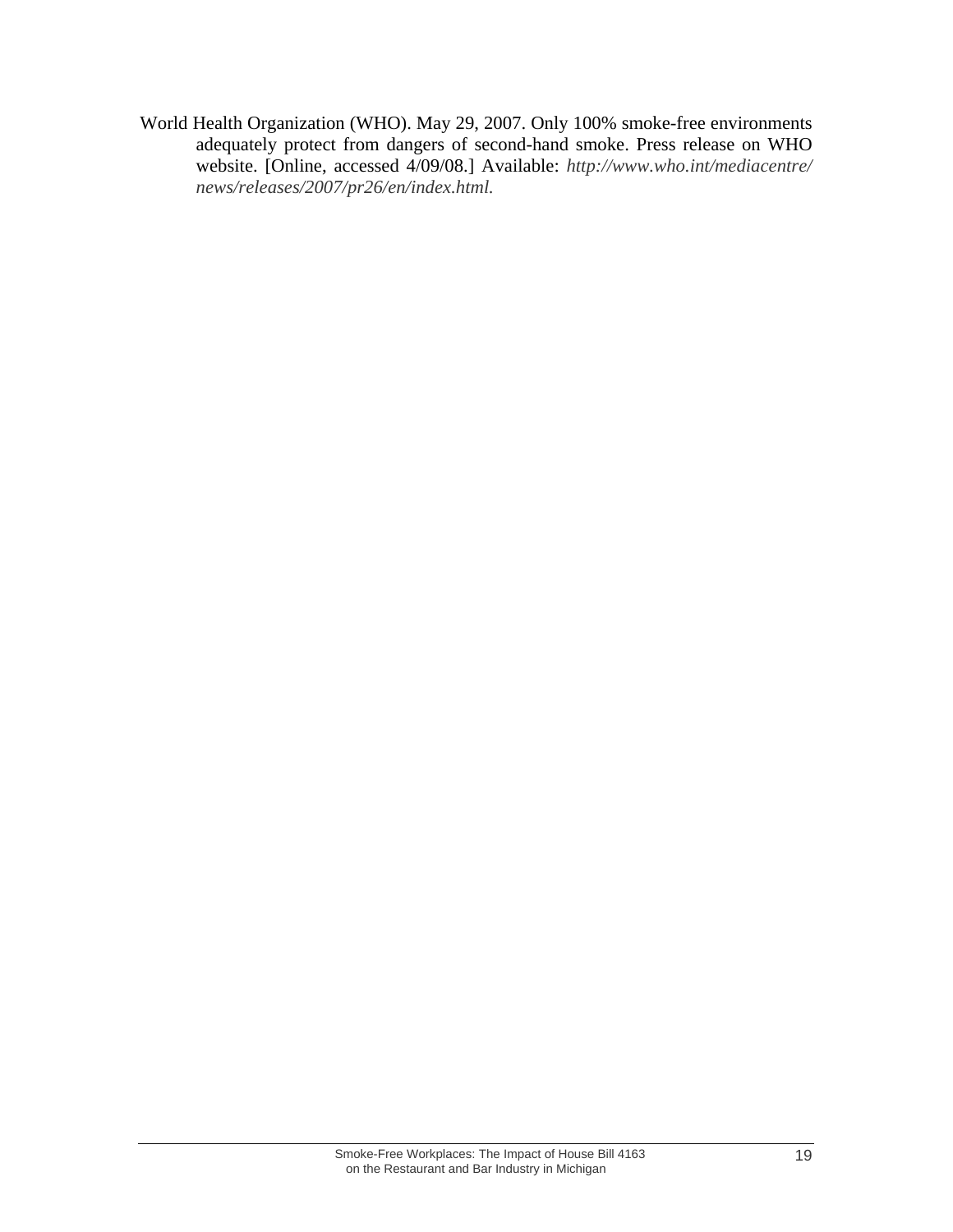World Health Organization (WHO). May 29, 2007. Only 100% smoke-free environments adequately protect from dangers of second-hand smoke. Press release on WHO website. [Online, accessed 4/09/08.] Available: *http://www.who.int/mediacentre/news/releases/2007/pr26/en/index.html.*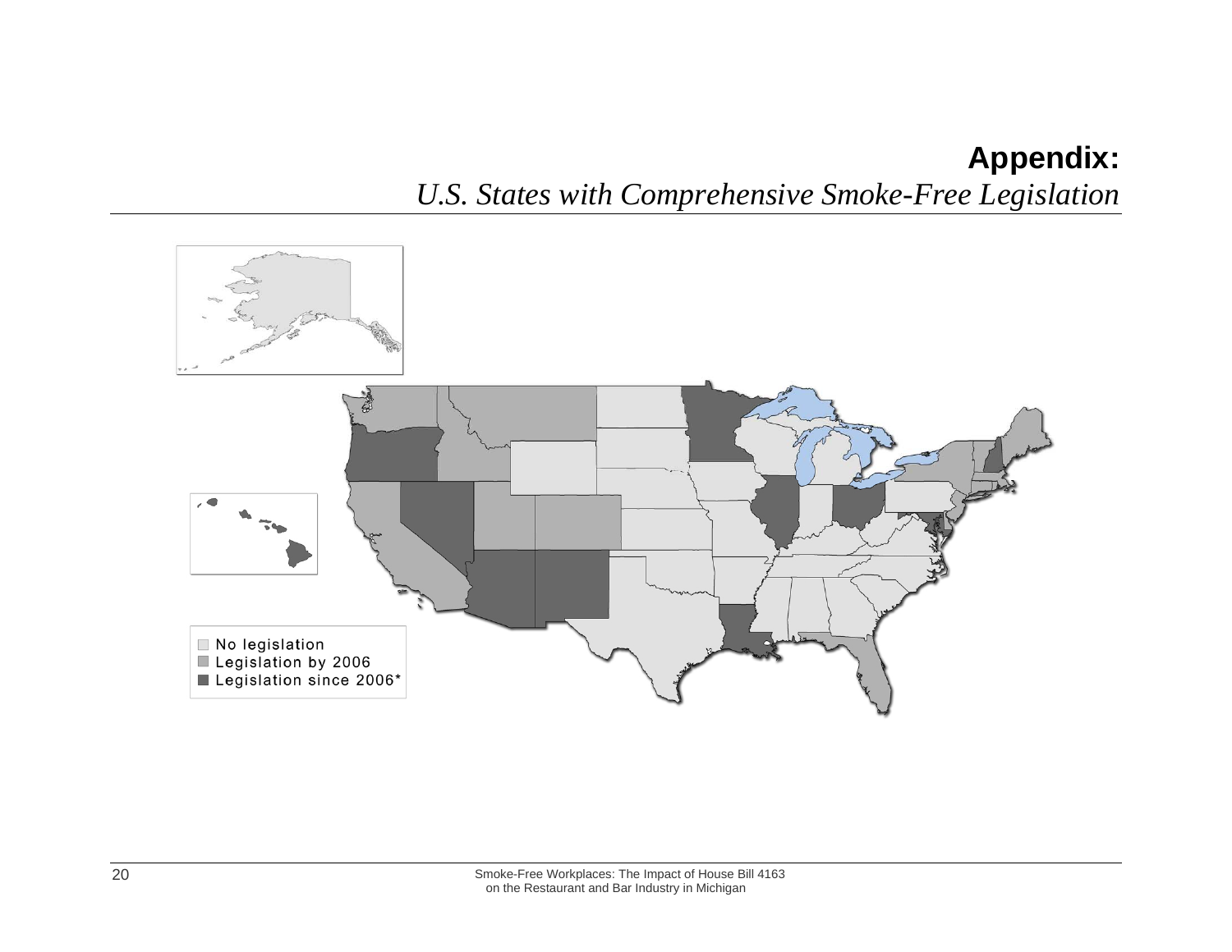# Appendix:

*U.S. States with Comprehensive Smoke-Free Legislation*

No legislation
Legislation by 2006
Legislation since 2006*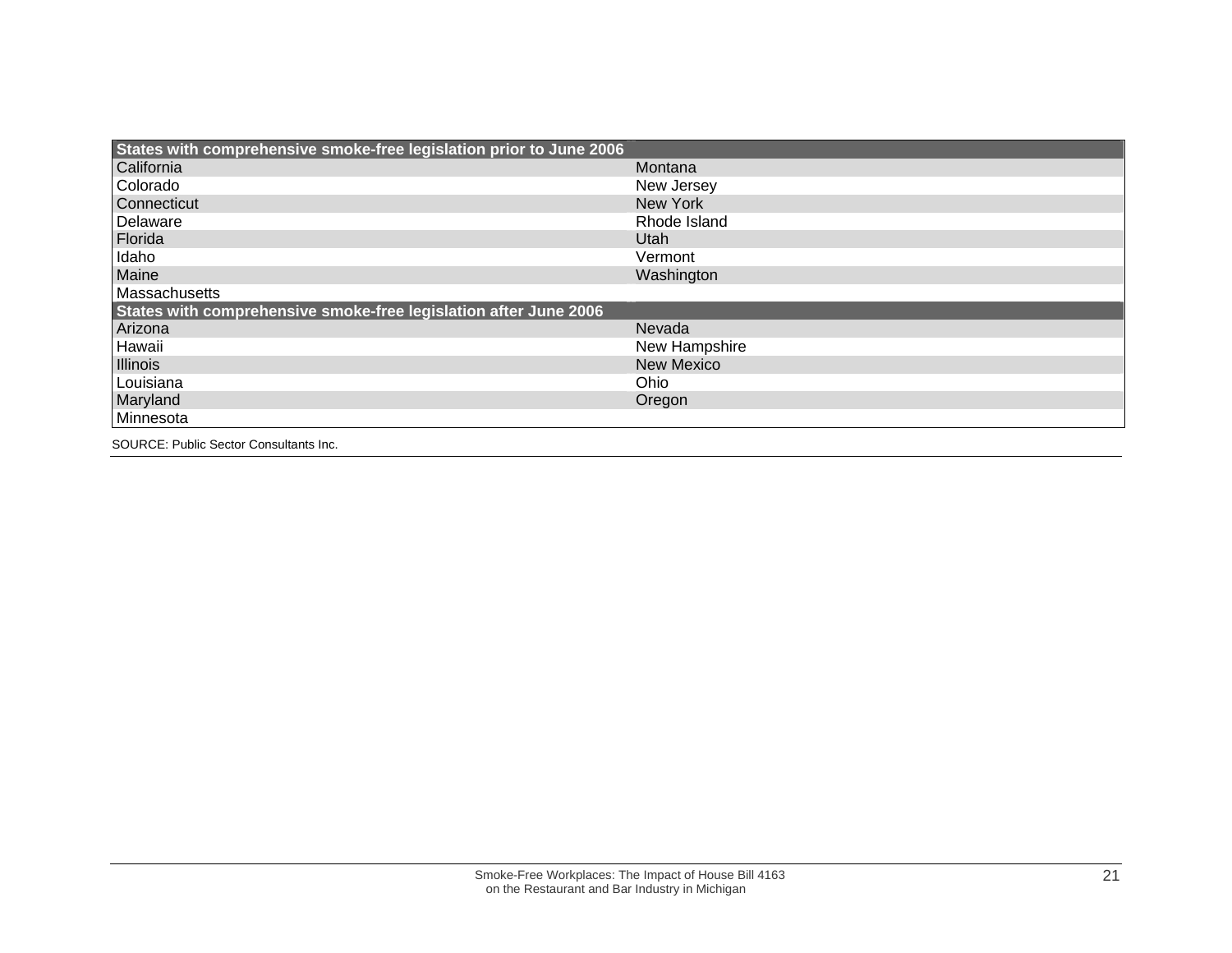| States with comprehensive smoke-free legislation prior to June 2006 | |
|---|---|
| California | Montana |
| Colorado | New Jersey |
| Connecticut | New York |
| Delaware | Rhode Island |
| Florida | Utah |
| Idaho | Vermont |
| Maine | Washington |
| Massachusetts | |
| **States with comprehensive smoke-free legislation after June 2006** | |
| Arizona | Nevada |
| Hawaii | New Hampshire |
| Illinois | New Mexico |
| Louisiana | Ohio |
| Maryland | Oregon |
| Minnesota | |

SOURCE: Public Sector Consultants Inc.